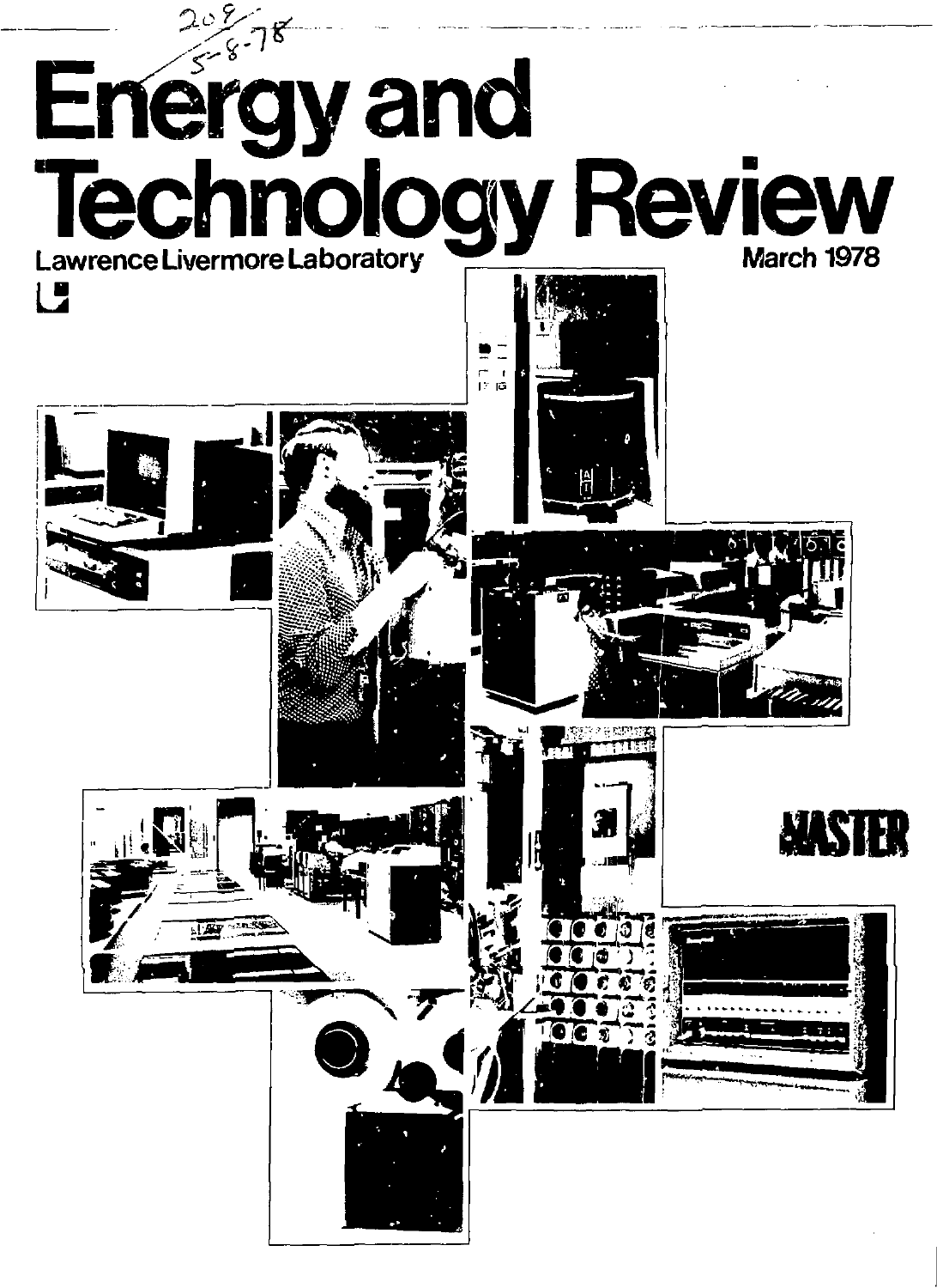# Energy and Technology Review

Lawrence Livermore Laboratory

March 1978

MASTER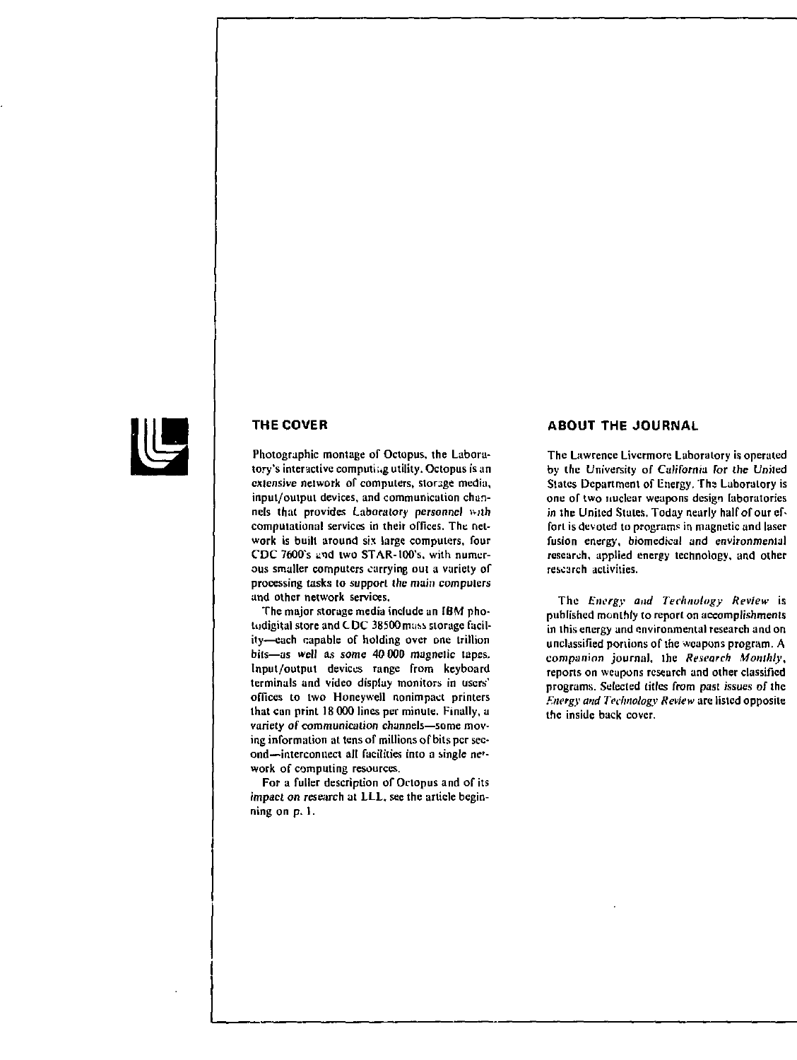## THE COVER

Photographic montage of Octopus, the Laboratory's interactive computing utility. Octopus is an extensive network of computers, storage media, input/output devices, and communication channels that provides Laboratory personnel with computational services in their offices. The network is built around six large computers, four CDC 7600's and two STAR-100's, with numerous smaller computers carrying out a variety of processing tasks to support the main computers and other network services.

The major storage media include an IBM photodigital store and CDC 38500 mass storage facility—each capable of holding over one trillion bits—as well as some 40 000 magnetic tapes. Input/output devices range from keyboard terminals and video display monitors in users' offices to two Honeywell nonimpact printers that can print 18 000 lines per minute. Finally, a variety of communication channels—some moving information at tens of millions of bits per second—interconnect all facilities into a single network of computing resources.

For a fuller description of Octopus and of its impact on research at LLL, see the article beginning on p. 1.

## ABOUT THE JOURNAL

The Lawrence Livermore Laboratory is operated by the University of California for the United States Department of Energy. The Laboratory is one of two nuclear weapons design laboratories in the United States. Today nearly half of our effort is devoted to programs in magnetic and laser fusion energy, biomedical and environmental research, applied energy technology, and other research activities.

The *Energy and Technology Review* is published monthly to report on accomplishments in this energy and environmental research and on unclassified portions of the weapons program. A companion journal, the *Research Monthly*, reports on weapons research and other classified programs. Selected titles from past issues of the *Energy and Technology Review* are listed opposite the inside back cover.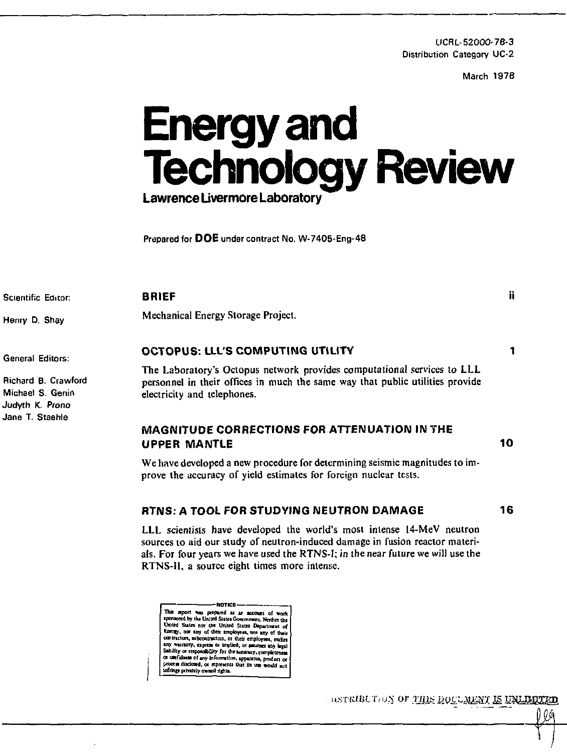UCRL-52000-78-3
Distribution Category UC-2

March 1978

# Energy and Technology Review

**Lawrence Livermore Laboratory**

Prepared for **DOE** under contract No. W-7405-Eng-48

Scientific Editor:

Henry D. Shay

General Editors:

Richard B. Crawford
Michael S. Genin
Judyth K. Prono
Jane T. Staehle

## BRIEF — ii

Mechanical Energy Storage Project.

## OCTOPUS: LLL'S COMPUTING UTILITY — 1

The Laboratory's Octopus network provides computational services to LLL personnel in their offices in much the same way that public utilities provide electricity and telephones.

## MAGNITUDE CORRECTIONS FOR ATTENUATION IN THE UPPER MANTLE — 10

We have developed a new procedure for determining seismic magnitudes to improve the accuracy of yield estimates for foreign nuclear tests.

## RTNS: A TOOL FOR STUDYING NEUTRON DAMAGE — 16

LLL scientists have developed the world's most intense 14-MeV neutron sources to aid our study of neutron-induced damage in fusion reactor materials. For four years we have used the RTNS-I; in the near future we will use the RTNS-II, a source eight times more intense.

NOTICE

This report was prepared as an account of work sponsored by the United States Government. Neither the United States nor the United States Department of Energy, nor any of their employees, nor any of their contractors, subcontractors, or their employees, makes any warranty, express or implied, or assumes any legal liability or responsibility for the accuracy, completeness or usefulness of any information, apparatus, product or process disclosed, or represents that its use would not infringe privately owned rights.

DISTRIBUTION OF THIS DOCUMENT IS UNLIMITED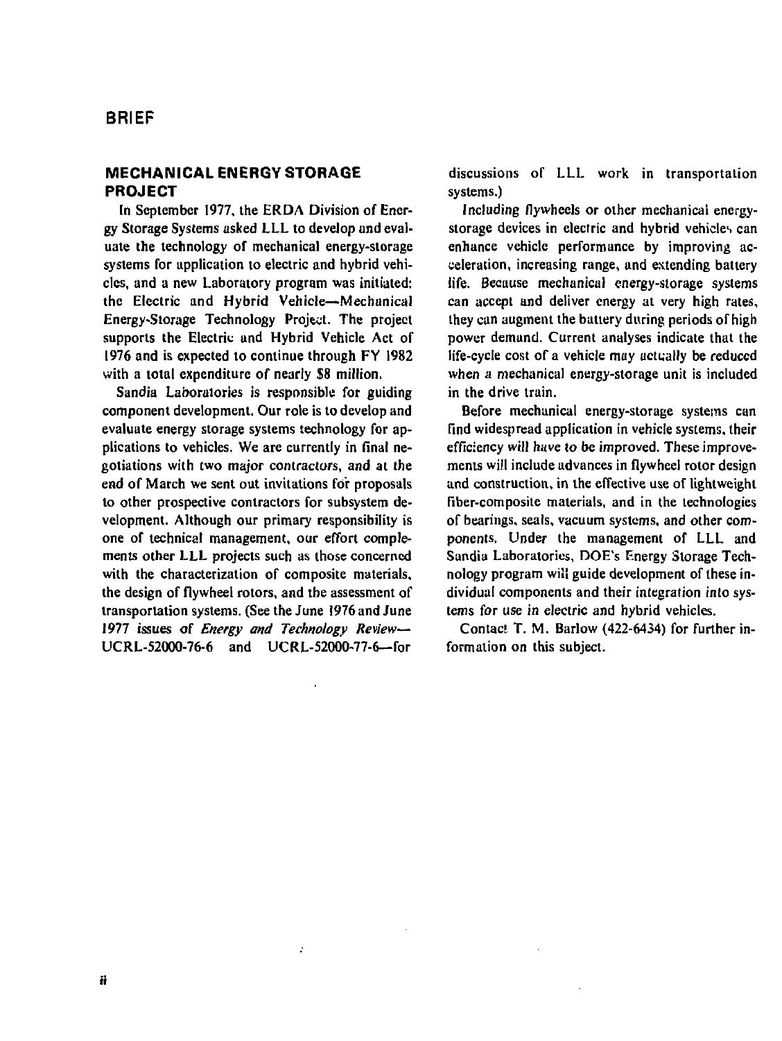# BRIEF

## MECHANICAL ENERGY STORAGE PROJECT

In September 1977, the ERDA Division of Energy Storage Systems asked LLL to develop and evaluate the technology of mechanical energy-storage systems for application to electric and hybrid vehicles, and a new Laboratory program was initiated: the Electric and Hybrid Vehicle—Mechanical Energy-Storage Technology Project. The project supports the Electric and Hybrid Vehicle Act of 1976 and is expected to continue through FY 1982 with a total expenditure of nearly $8 million.

Sandia Laboratories is responsible for guiding component development. Our role is to develop and evaluate energy storage systems technology for applications to vehicles. We are currently in final negotiations with two major contractors, and at the end of March we sent out invitations for proposals to other prospective contractors for subsystem development. Although our primary responsibility is one of technical management, our effort complements other LLL projects such as those concerned with the characterization of composite materials, the design of flywheel rotors, and the assessment of transportation systems. (See the June 1976 and June 1977 issues of *Energy and Technology Review*—UCRL-52000-76-6 and UCRL-52000-77-6—for discussions of LLL work in transportation systems.)

Including flywheels or other mechanical energy-storage devices in electric and hybrid vehicles can enhance vehicle performance by improving acceleration, increasing range, and extending battery life. Because mechanical energy-storage systems can accept and deliver energy at very high rates, they can augment the battery during periods of high power demand. Current analyses indicate that the life-cycle cost of a vehicle may actually be reduced when a mechanical energy-storage unit is included in the drive train.

Before mechanical energy-storage systems can find widespread application in vehicle systems, their efficiency will have to be improved. These improvements will include advances in flywheel rotor design and construction, in the effective use of lightweight fiber-composite materials, and in the technologies of bearings, seals, vacuum systems, and other components. Under the management of LLL and Sandia Laboratories, DOE's Energy Storage Technology program will guide development of these individual components and their integration into systems for use in electric and hybrid vehicles.

Contact T. M. Barlow (422-6434) for further information on this subject.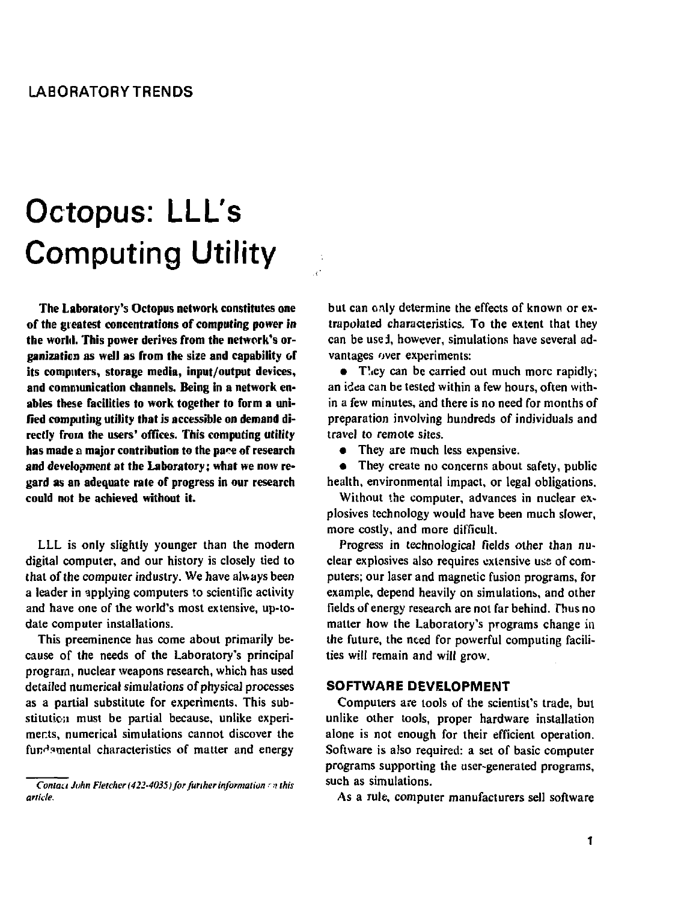LABORATORY TRENDS

# Octopus: LLL's Computing Utility

**The Laboratory's Octopus network constitutes one of the greatest concentrations of computing power in the world. This power derives from the network's organization as well as from the size and capability of its computers, storage media, input/output devices, and communication channels. Being in a network enables these facilities to work together to form a unified computing utility that is accessible on demand directly from the users' offices. This computing utility has made a major contribution to the pace of research and development at the Laboratory; what we now regard as an adequate rate of progress in our research could not be achieved without it.**

LLL is only slightly younger than the modern digital computer, and our history is closely tied to that of the computer industry. We have always been a leader in applying computers to scientific activity and have one of the world's most extensive, up-to-date computer installations.

This preeminence has come about primarily because of the needs of the Laboratory's principal program, nuclear weapons research, which has used detailed numerical simulations of physical processes as a partial substitute for experiments. This substitution must be partial because, unlike experiments, numerical simulations cannot discover the fundamental characteristics of matter and energy but can only determine the effects of known or extrapolated characteristics. To the extent that they can be used, however, simulations have several advantages over experiments:

- They can be carried out much more rapidly; an idea can be tested within a few hours, often within a few minutes, and there is no need for months of preparation involving hundreds of individuals and travel to remote sites.
- They are much less expensive.
- They create no concerns about safety, public health, environmental impact, or legal obligations.

Without the computer, advances in nuclear explosives technology would have been much slower, more costly, and more difficult.

Progress in technological fields other than nuclear explosives also requires extensive use of computers; our laser and magnetic fusion programs, for example, depend heavily on simulations, and other fields of energy research are not far behind. Thus no matter how the Laboratory's programs change in the future, the need for powerful computing facilities will remain and will grow.

## SOFTWARE DEVELOPMENT

Computers are tools of the scientist's trade, but unlike other tools, proper hardware installation alone is not enough for their efficient operation. Software is also required: a set of basic computer programs supporting the user-generated programs, such as simulations.

As a rule, computer manufacturers sell software

*Contact John Fletcher (422-4035) for further information on this article.*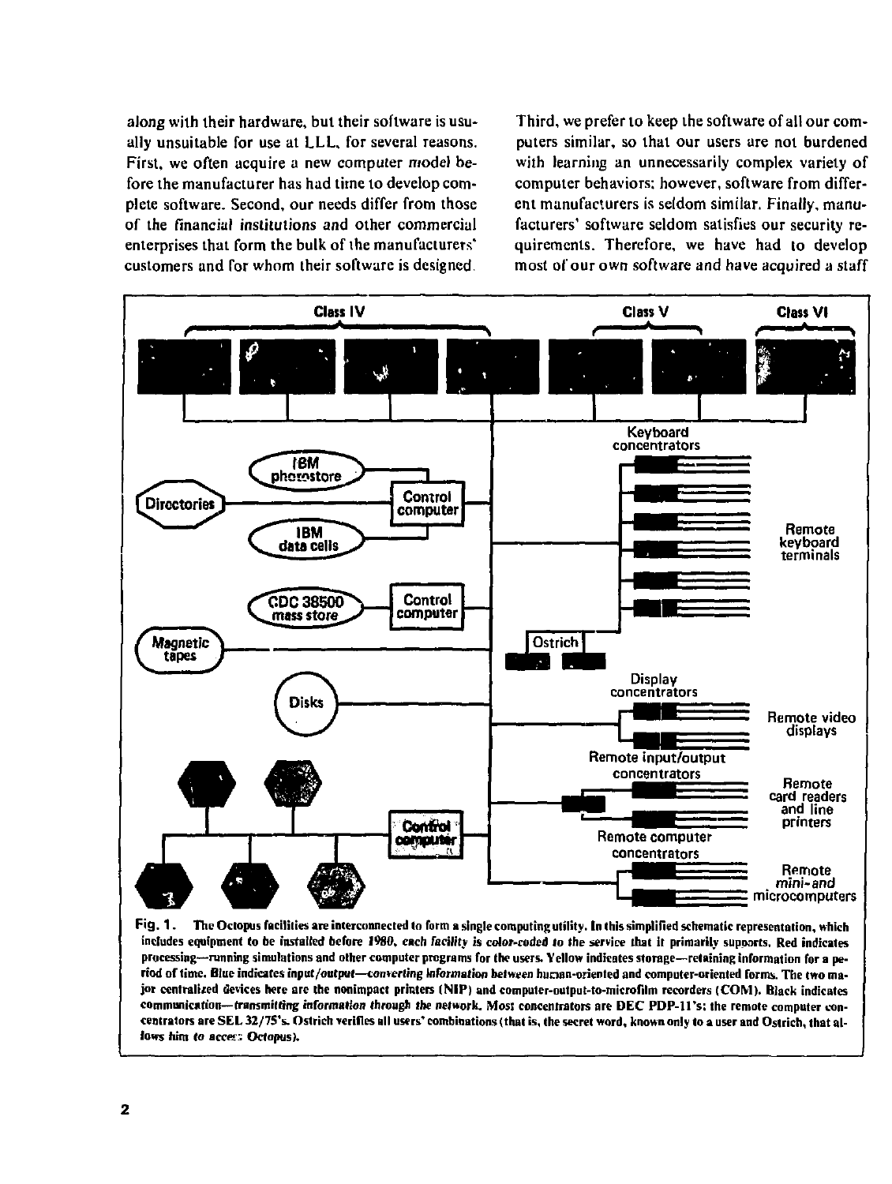along with their hardware, but their software is usually unsuitable for use at LLL, for several reasons. First, we often acquire a new computer model before the manufacturer has had time to develop complete software. Second, our needs differ from those of the financial institutions and other commercial enterprises that form the bulk of the manufacturers' customers and for whom their software is designed. Third, we prefer to keep the software of all our computers similar, so that our users are not burdened with learning an unnecessarily complex variety of computer behaviors; however, software from different manufacturers is seldom similar. Finally, manufacturers' software seldom satisfies our security requirements. Therefore, we have had to develop most of our own software and have acquired a staff

Fig. 1. The Octopus facilities are interconnected to form a single computing utility. In this simplified schematic representation, which includes equipment to be installed before 1980, each facility is color-coded to the service that it primarily supports. Red indicates processing—running simulations and other computer programs for the users. Yellow indicates storage—retaining information for a period of time. Blue indicates input/output—converting information between human-oriented and computer-oriented forms. The two major centralized devices here are the nonimpact printers (NIP) and computer-output-to-microfilm recorders (COM). Black indicates communication—transmitting information through the network. Most concentrators are DEC PDP-11's; the remote computer concentrators are SEL 32/75's. Ostrich verifies all users' combinations (that is, the secret word, known only to a user and Ostrich, that allows him to access Octopus).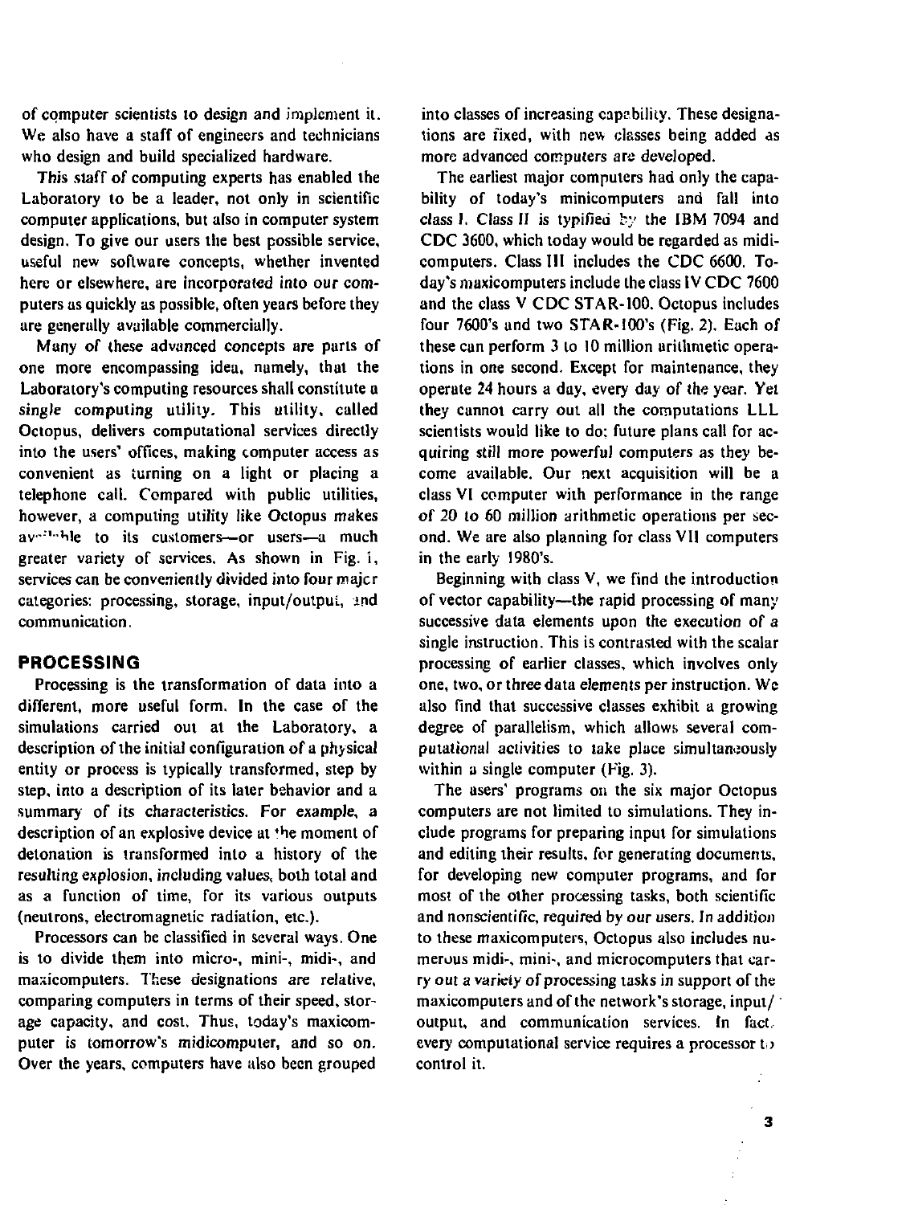of computer scientists to design and implement it. We also have a staff of engineers and technicians who design and build specialized hardware.

This staff of computing experts has enabled the Laboratory to be a leader, not only in scientific computer applications, but also in computer system design. To give our users the best possible service, useful new software concepts, whether invented here or elsewhere, are incorporated into our computers as quickly as possible, often years before they are generally available commercially.

Many of these advanced concepts are parts of one more encompassing idea, namely, that the Laboratory's computing resources shall constitute a *single* computing utility. This utility, called Octopus, delivers computational services directly into the users' offices, making computer access as convenient as turning on a light or placing a telephone call. Compared with public utilities, however, a computing utility like Octopus makes available to its customers—or users—a much greater variety of services. As shown in Fig. 1, services can be conveniently divided into four major categories: processing, storage, input/output, and communication.

## PROCESSING

Processing is the transformation of data into a different, more useful form. In the case of the simulations carried out at the Laboratory, a description of the initial configuration of a physical entity or process is typically transformed, step by step, into a description of its later behavior and a summary of its characteristics. For example, a description of an explosive device at the moment of detonation is transformed into a history of the resulting explosion, including values, both total and as a function of time, for its various outputs (neutrons, electromagnetic radiation, etc.).

Processors can be classified in several ways. One is to divide them into micro-, mini-, midi-, and maxicomputers. These designations are relative, comparing computers in terms of their speed, storage capacity, and cost. Thus, today's maxicomputer is tomorrow's midicomputer, and so on. Over the years, computers have also been grouped into classes of increasing capability. These designations are fixed, with new classes being added as more advanced computers are developed.

The earliest major computers had only the capability of today's minicomputers and fall into class I. Class II is typified by the IBM 7094 and CDC 3600, which today would be regarded as midicomputers. Class III includes the CDC 6600. Today's maxicomputers include the class IV CDC 7600 and the class V CDC STAR-100. Octopus includes four 7600's and two STAR-100's (Fig. 2). Each of these can perform 3 to 10 million arithmetic operations in one second. Except for maintenance, they operate 24 hours a day, every day of the year. Yet they cannot carry out all the computations LLL scientists would like to do; future plans call for acquiring still more powerful computers as they become available. Our next acquisition will be a class VI computer with performance in the range of 20 to 60 million arithmetic operations per second. We are also planning for class VII computers in the early 1980's.

Beginning with class V, we find the introduction of vector capability—the rapid processing of many successive data elements upon the execution of a single instruction. This is contrasted with the scalar processing of earlier classes, which involves only one, two, or three data elements per instruction. We also find that successive classes exhibit a growing degree of parallelism, which allows several computational activities to take place simultaneously within a single computer (Fig. 3).

The users' programs on the six major Octopus computers are not limited to simulations. They include programs for preparing input for simulations and editing their results, for generating documents, for developing new computer programs, and for most of the other processing tasks, both scientific and nonscientific, required by our users. In addition to these maxicomputers, Octopus also includes numerous midi-, mini-, and microcomputers that carry out a variety of processing tasks in support of the maxicomputers and of the network's storage, input/output, and communication services. In fact, every computational service requires a processor to control it.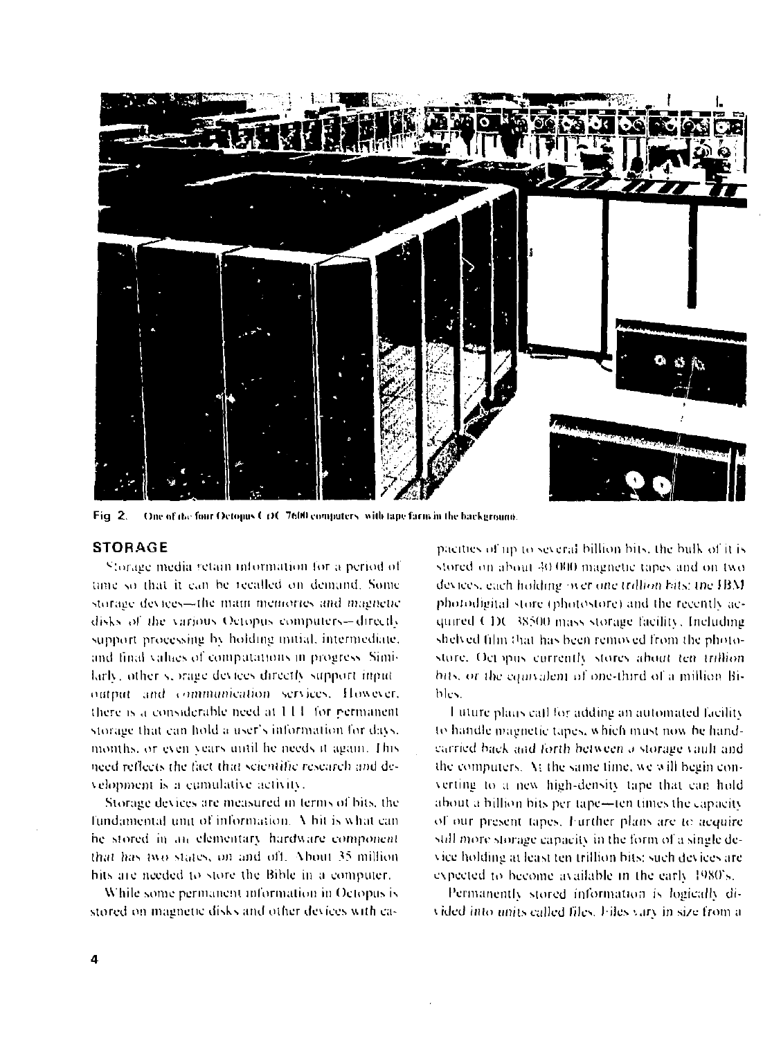Fig 2. One of the four Octopus CDC 7600 computers with tape farm in the background.

## STORAGE

Storage media retain information for a period of time so that it can be recalled on demand. Some storage devices—the main memories and magnetic disks of the various Octopus computers—directly support processing by holding initial, intermediate, and final values of computations in progress. Similarly, other storage devices directly support input output and communication services. However, there is a considerable need at LLL for permanent storage that can hold a user's information for days, months, or even years until he needs it again. This need reflects the fact that scientific research and development is a cumulative activity.

Storage devices are measured in terms of bits, the fundamental unit of information. A bit is what can be stored in an elementary hardware component that has two states, on and off. About 35 million bits are needed to store the Bible in a computer.

While some permanent information in Octopus is stored on magnetic disks and other devices with capacities of up to several billion bits, the bulk of it is stored on about 30 000 magnetic tapes and on two devices, each holding over one trillion bits: the IBM photodigital store (photostore) and the recently acquired CDC 38500 mass storage facility. Including shelved film that has been removed from the photostore, Octopus currently stores about ten trillion bits, or the equivalent of one-third of a million Bibles.

Future plans call for adding an automated facility to handle magnetic tapes, which must now be hand-carried back and forth between a storage vault and the computers. At the same time, we will begin converting to a new high-density tape that can hold about a billion bits per tape—ten times the capacity of our present tapes. Further plans are to acquire still more storage capacity in the form of a single device holding at least ten trillion bits; such devices are expected to become available in the early 1980's.

Permanently stored information is logically divided into units called files. Files vary in size from a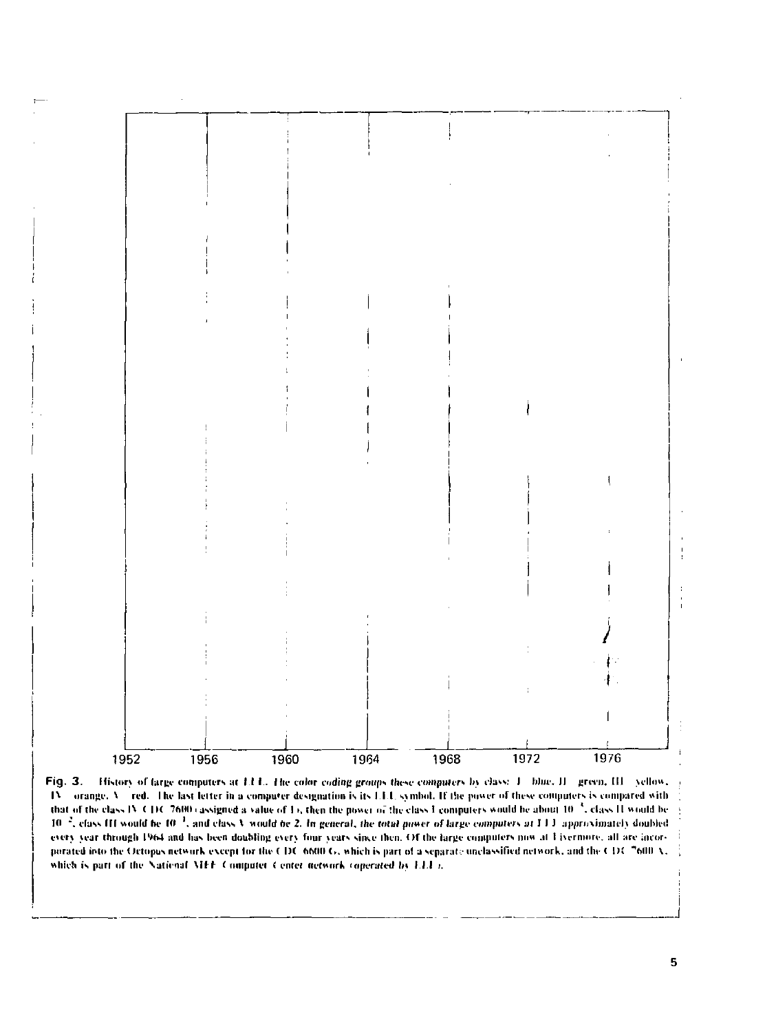1952 1956 1960 1964 1968 1972 1976

**Fig. 3.** History of large computers at LLL. The color coding groups these computers by class: I blue, II green, III yellow, IV orange, V red. The last letter in a computer designation is its LLL symbol. If the power of these computers is compared with that of the class IV CDC 7600 (assigned a value of 1), then the power of the class I computers would be about $10^{-3}$, class II would be $10^{-2}$, class III would be $10^{-1}$, and class V would be 2. In general, *the total power of large computers at LLL approximately doubled every year through 1964 and has been doubling every four years since then.* Of the large computers now at Livermore, all are incorporated into the Octopus network except for the CDC 6600 G, which is part of a separate unclassified network, and the CDC 7600 X, which is part of the National MFE Computer Center network (operated by LLL).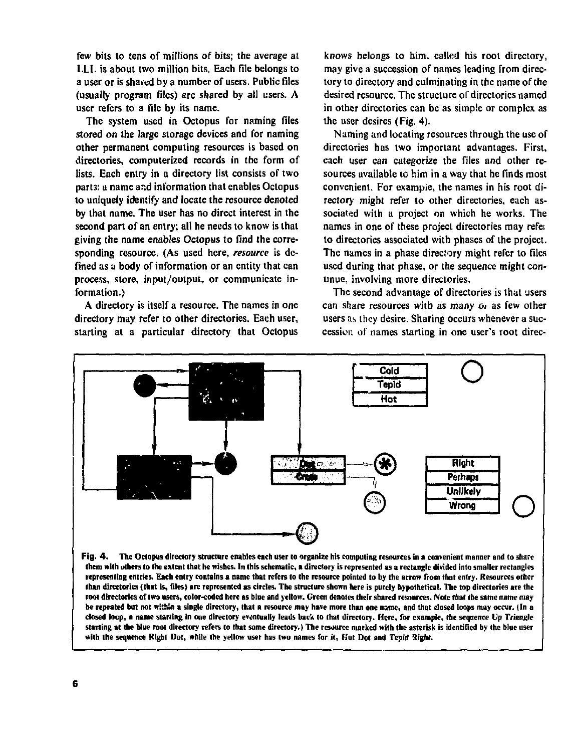few bits to tens of millions of bits; the average at LLL is about two million bits. Each file belongs to a user or is shared by a number of users. Public files (usually program files) are shared by all users. A user refers to a file by its name.

The system used in Octopus for naming files stored on the large storage devices and for naming other permanent computing resources is based on directories, computerized records in the form of lists. Each entry in a directory list consists of two parts: a name and information that enables Octopus to uniquely identify and locate the resource denoted by that name. The user has no direct interest in the second part of an entry; all he needs to know is that giving the name enables Octopus to find the corresponding resource. (As used here, *resource* is defined as a body of information or an entity that can process, store, input/output, or communicate information.)

A directory is itself a resource. The names in one directory may refer to other directories. Each user, starting at a particular directory that Octopus knows belongs to him, called his root directory, may give a succession of names leading from directory to directory and culminating in the name of the desired resource. The structure of directories named in other directories can be as simple or complex as the user desires (Fig. 4).

Naming and locating resources through the use of directories has two important advantages. First, each user can categorize the files and other resources available to him in a way that he finds most convenient. For example, the names in his root directory might refer to other directories, each associated with a project on which he works. The names in one of these project directories may refer to directories associated with phases of the project. The names in a phase directory might refer to files used during that phase, or the sequence might continue, involving more directories.

The second advantage of directories is that users can share resources with as many or as few other users as they desire. Sharing occurs whenever a succession of names starting in one user's root direc-

**Fig. 4.** The Octopus directory structure enables each user to organize his computing resources in a convenient manner and to share them with others to the extent that he wishes. In this schematic, a directory is represented as a rectangle divided into smaller rectangles representing entries. Each entry contains a name that refers to the resource pointed to by the arrow from that entry. Resources other than directories (that is, files) are represented as circles. The structure shown here is purely hypothetical. The top directories are the root directories of two users, color-coded here as blue and yellow. Green denotes their shared resources. Note that the same name may be repeated but not within a single directory, that a resource may have more than one name, and that closed loops may occur. (In a closed loop, a name starting in one directory eventually leads back to that directory. Here, for example, the sequence Up Triangle starting at the blue root directory refers to that same directory.) The resource marked with the asterisk is identified by the blue user with the sequence Right Dot, while the yellow user has two names for it, Hot Dot and Tepid Right.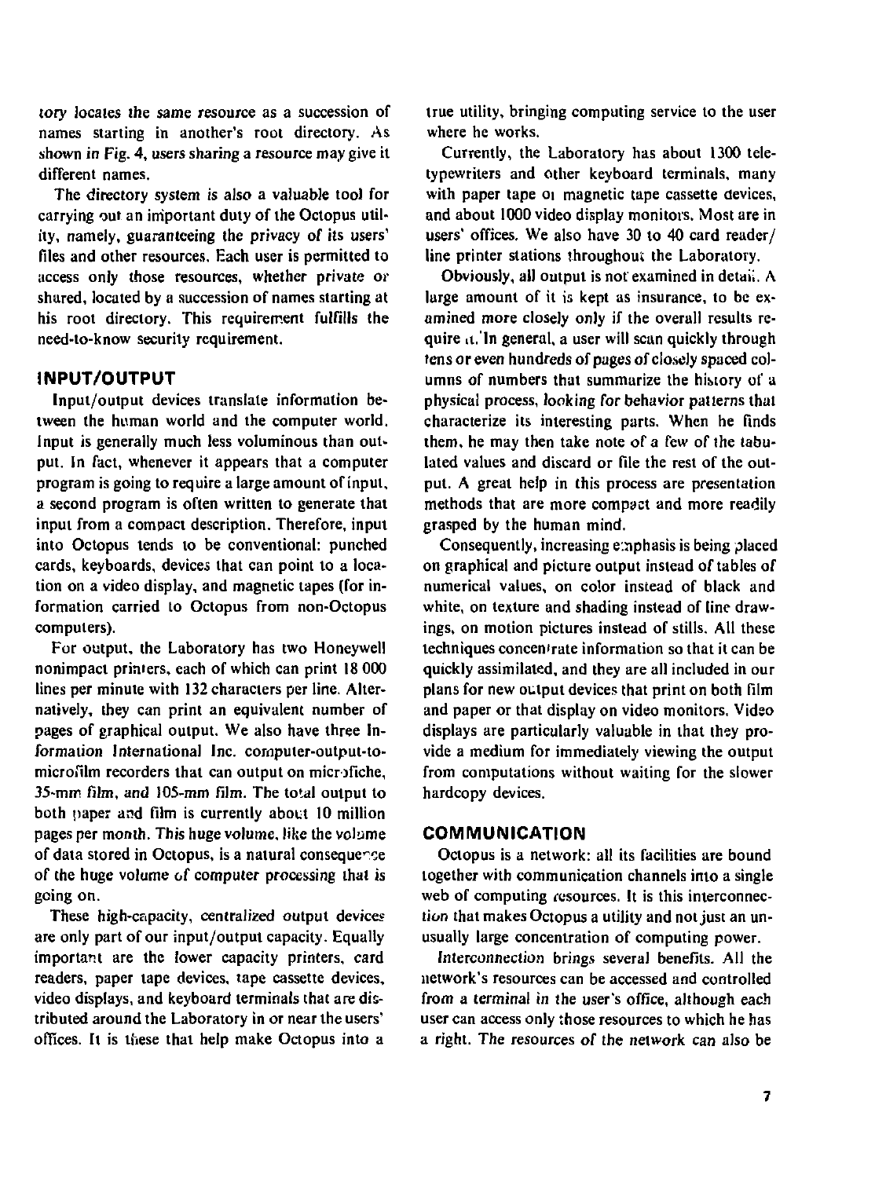tory locates the same resource as a succession of names starting in another's root directory. As shown in Fig. 4, users sharing a resource may give it different names.

The directory system is also a valuable tool for carrying out an important duty of the Octopus utility, namely, guaranteeing the privacy of its users' files and other resources. Each user is permitted to access only those resources, whether private or shared, located by a succession of names starting at his root directory. This requirement fulfills the need-to-know security requirement.

## INPUT/OUTPUT

Input/output devices translate information between the human world and the computer world. Input is generally much less voluminous than output. In fact, whenever it appears that a computer program is going to require a large amount of input, a second program is often written to generate that input from a compact description. Therefore, input into Octopus tends to be conventional: punched cards, keyboards, devices that can point to a location on a video display, and magnetic tapes (for information carried to Octopus from non-Octopus computers).

For output, the Laboratory has two Honeywell nonimpact printers, each of which can print 18 000 lines per minute with 132 characters per line. Alternatively, they can print an equivalent number of pages of graphical output. We also have three Information International Inc. computer-output-to-microfilm recorders that can output on microfiche, 35-mm film, and 105-mm film. The total output to both paper and film is currently about 10 million pages per month. This huge volume, like the volume of data stored in Octopus, is a natural consequence of the huge volume of computer processing that is going on.

These high-capacity, centralized output devices are only part of our input/output capacity. Equally important are the lower capacity printers, card readers, paper tape devices, tape cassette devices, video displays, and keyboard terminals that are distributed around the Laboratory in or near the users' offices. It is these that help make Octopus into a true utility, bringing computing service to the user where he works.

Currently, the Laboratory has about 1300 teletypewriters and other keyboard terminals, many with paper tape or magnetic tape cassette devices, and about 1000 video display monitors. Most are in users' offices. We also have 30 to 40 card reader/line printer stations throughout the Laboratory.

Obviously, all output is not examined in detail. A large amount of it is kept as insurance, to be examined more closely only if the overall results require it. In general, a user will scan quickly through tens or even hundreds of pages of closely spaced columns of numbers that summarize the history of a physical process, looking for behavior patterns that characterize its interesting parts. When he finds them, he may then take note of a few of the tabulated values and discard or file the rest of the output. A great help in this process are presentation methods that are more compact and more readily grasped by the human mind.

Consequently, increasing emphasis is being placed on graphical and picture output instead of tables of numerical values, on color instead of black and white, on texture and shading instead of line drawings, on motion pictures instead of stills. All these techniques concentrate information so that it can be quickly assimilated, and they are all included in our plans for new output devices that print on both film and paper or that display on video monitors. Video displays are particularly valuable in that they provide a medium for immediately viewing the output from computations without waiting for the slower hardcopy devices.

## COMMUNICATION

Octopus is a network: all its facilities are bound together with communication channels into a single web of computing resources. It is this interconnection that makes Octopus a utility and not just an unusually large concentration of computing power.

Interconnection brings several benefits. All the network's resources can be accessed and controlled from a terminal in the user's office, although each user can access only those resources to which he has a right. The resources of the network can also be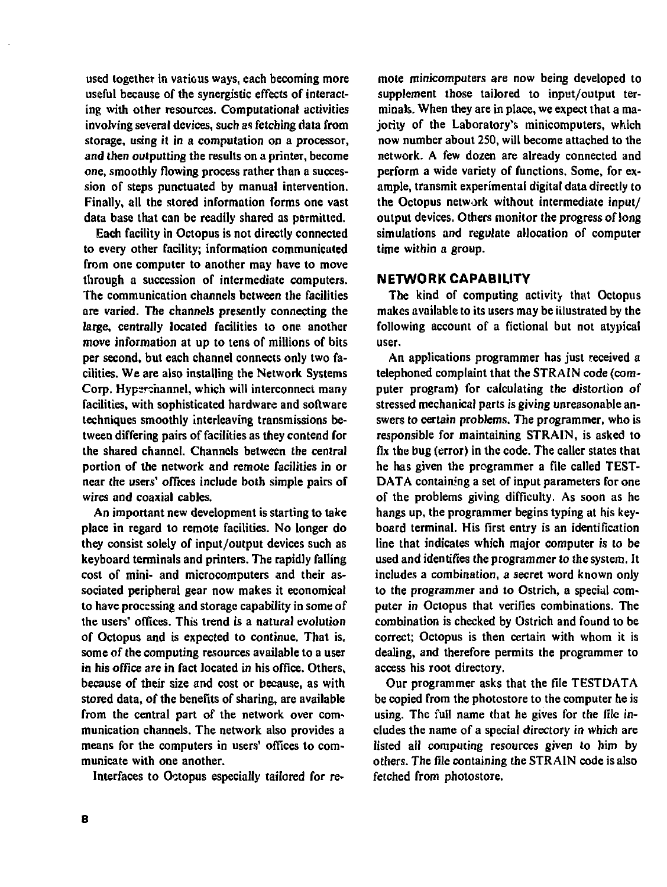used together in various ways, each becoming more useful because of the synergistic effects of interacting with other resources. Computational activities involving several devices, such as fetching data from storage, using it in a computation on a processor, and then outputting the results on a printer, become one, smoothly flowing process rather than a succession of steps punctuated by manual intervention. Finally, all the stored information forms one vast data base that can be readily shared as permitted.

Each facility in Octopus is not directly connected to every other facility; information communicated from one computer to another may have to move through a succession of intermediate computers. The communication channels between the facilities are varied. The channels presently connecting the large, centrally located facilities to one another move information at up to tens of millions of bits per second, but each channel connects only two facilities. We are also installing the Network Systems Corp. Hyperchannel, which will interconnect many facilities, with sophisticated hardware and software techniques smoothly interleaving transmissions between differing pairs of facilities as they contend for the shared channel. Channels between the central portion of the network and remote facilities in or near the users' offices include both simple pairs of wires and coaxial cables.

An important new development is starting to take place in regard to remote facilities. No longer do they consist solely of input/output devices such as keyboard terminals and printers. The rapidly falling cost of mini- and microcomputers and their associated peripheral gear now makes it economical to have processing and storage capability in some of the users' offices. This trend is a natural evolution of Octopus and is expected to continue. That is, some of the computing resources available to a user in his office are in fact located in his office. Others, because of their size and cost or because, as with stored data, of the benefits of sharing, are available from the central part of the network over communication channels. The network also provides a means for the computers in users' offices to communicate with one another.

Interfaces to Octopus especially tailored for remote minicomputers are now being developed to supplement those tailored to input/output terminals. When they are in place, we expect that a majority of the Laboratory's minicomputers, which now number about 250, will become attached to the network. A few dozen are already connected and perform a wide variety of functions. Some, for example, transmit experimental digital data directly to the Octopus network without intermediate input/output devices. Others monitor the progress of long simulations and regulate allocation of computer time within a group.

## NETWORK CAPABILITY

The kind of computing activity that Octopus makes available to its users may be illustrated by the following account of a fictional but not atypical user.

An applications programmer has just received a telephoned complaint that the STRAIN code (computer program) for calculating the distortion of stressed mechanical parts is giving unreasonable answers to certain problems. The programmer, who is responsible for maintaining STRAIN, is asked to fix the bug (error) in the code. The caller states that he has given the programmer a file called TESTDATA containing a set of input parameters for one of the problems giving difficulty. As soon as he hangs up, the programmer begins typing at his keyboard terminal. His first entry is an identification line that indicates which major computer is to be used and identifies the programmer to the system. It includes a combination, a secret word known only to the programmer and to Ostrich, a special computer in Octopus that verifies combinations. The combination is checked by Ostrich and found to be correct; Octopus is then certain with whom it is dealing, and therefore permits the programmer to access his root directory.

Our programmer asks that the file TESTDATA be copied from the photostore to the computer he is using. The full name that he gives for the file includes the name of a special directory in which are listed all computing resources given to him by others. The file containing the STRAIN code is also fetched from photostore.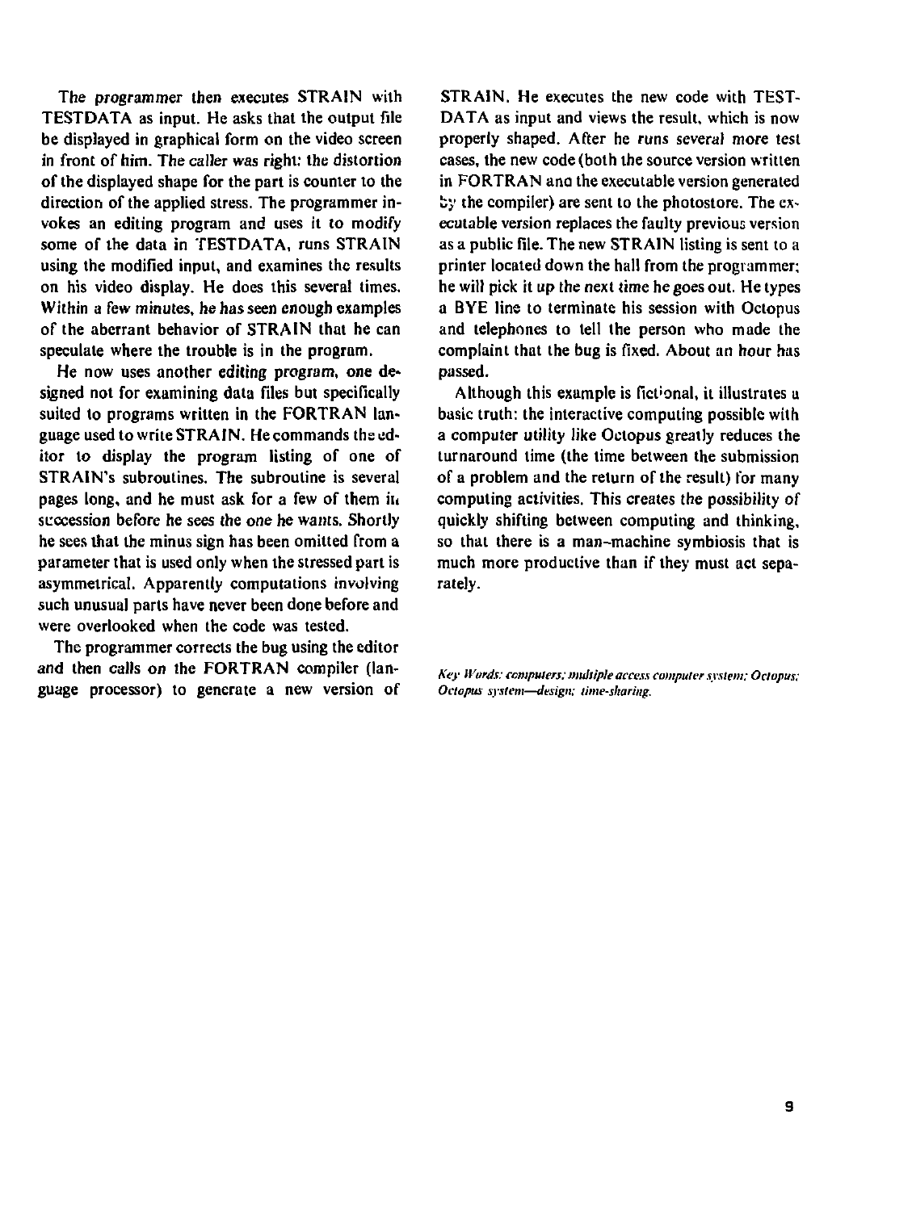The programmer then executes STRAIN with TESTDATA as input. He asks that the output file be displayed in graphical form on the video screen in front of him. The caller was right: the distortion of the displayed shape for the part is counter to the direction of the applied stress. The programmer invokes an editing program and uses it to modify some of the data in TESTDATA, runs STRAIN using the modified input, and examines the results on his video display. He does this several times. Within a few minutes, he has seen enough examples of the aberrant behavior of STRAIN that he can speculate where the trouble is in the program.

He now uses another editing program, one designed not for examining data files but specifically suited to programs written in the FORTRAN language used to write STRAIN. He commands the editor to display the program listing of one of STRAIN's subroutines. The subroutine is several pages long, and he must ask for a few of them in succession before he sees the one he wants. Shortly he sees that the minus sign has been omitted from a parameter that is used only when the stressed part is asymmetrical. Apparently computations involving such unusual parts have never been done before and were overlooked when the code was tested.

The programmer corrects the bug using the editor and then calls on the FORTRAN compiler (language processor) to generate a new version of STRAIN. He executes the new code with TESTDATA as input and views the result, which is now properly shaped. After he runs several more test cases, the new code (both the source version written in FORTRAN and the executable version generated by the compiler) are sent to the photostore. The executable version replaces the faulty previous version as a public file. The new STRAIN listing is sent to a printer located down the hall from the programmer; he will pick it up the next time he goes out. He types a BYE line to terminate his session with Octopus and telephones to tell the person who made the complaint that the bug is fixed. About an hour has passed.

Although this example is fictional, it illustrates a basic truth: the interactive computing possible with a computer utility like Octopus greatly reduces the turnaround time (the time between the submission of a problem and the return of the result) for many computing activities. This creates the possibility of quickly shifting between computing and thinking, so that there is a man-machine symbiosis that is much more productive than if they must act separately.

*Key Words: computers; multiple access computer system; Octopus; Octopus system—design; time-sharing.*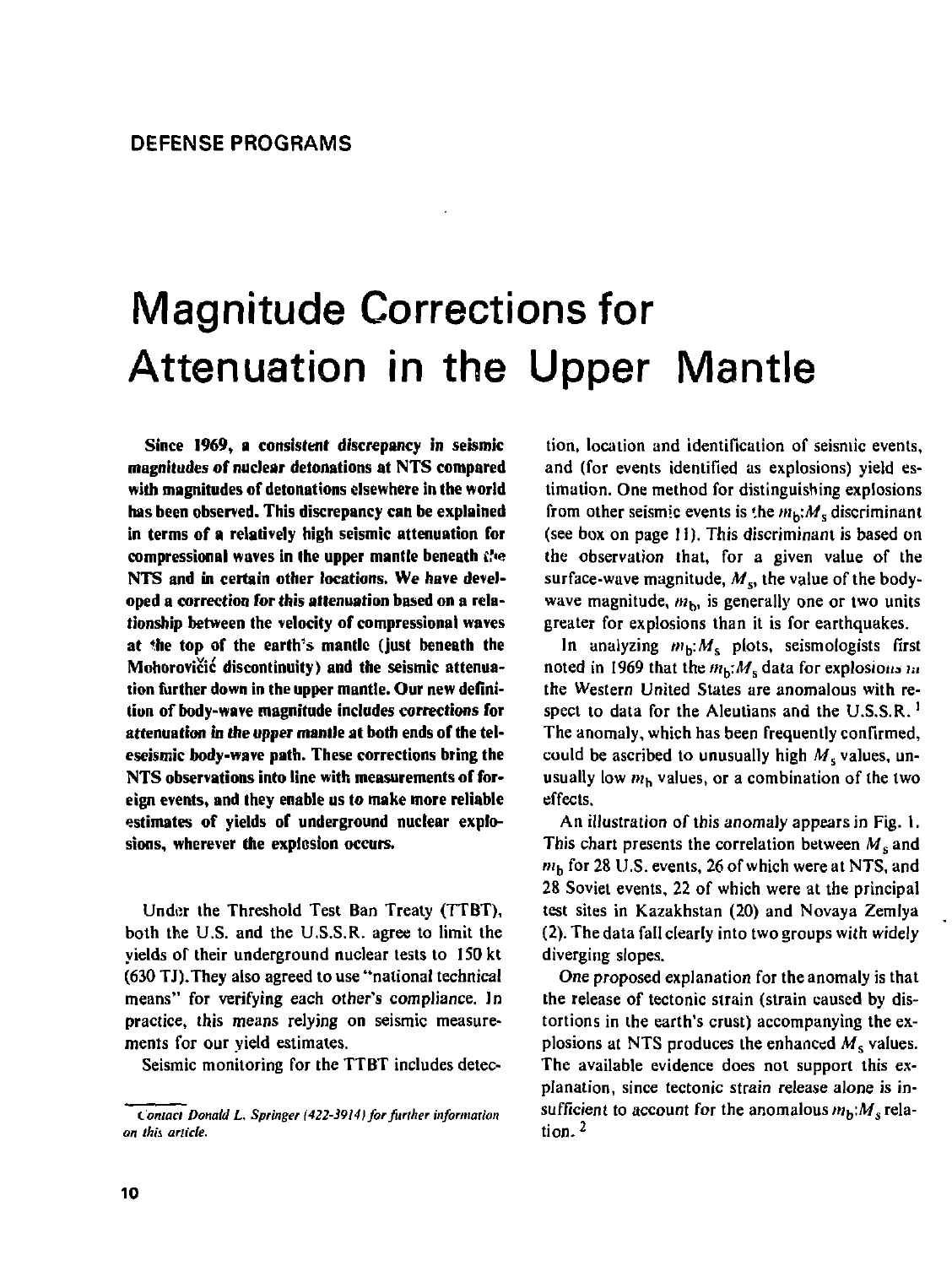DEFENSE PROGRAMS

# Magnitude Corrections for Attenuation in the Upper Mantle

**Since 1969, a consistent discrepancy in seismic magnitudes of nuclear detonations at NTS compared with magnitudes of detonations elsewhere in the world has been observed. This discrepancy can be explained in terms of a relatively high seismic attenuation for compressional waves in the upper mantle beneath the NTS and in certain other locations. We have developed a correction for this attenuation based on a relationship between the velocity of compressional waves at the top of the earth's mantle (just beneath the Mohorovičić discontinuity) and the seismic attenuation further down in the upper mantle. Our new definition of body-wave magnitude includes corrections for attenuation in the upper mantle at both ends of the teleseismic body-wave path. These corrections bring the NTS observations into line with measurements of foreign events, and they enable us to make more reliable estimates of yields of underground nuclear explosions, wherever the explosion occurs.**

Under the Threshold Test Ban Treaty (TTBT), both the U.S. and the U.S.S.R. agree to limit the yields of their underground nuclear tests to 150 kt (630 TJ). They also agreed to use "national technical means" for verifying each other's compliance. In practice, this means relying on seismic measurements for our yield estimates.

Seismic monitoring for the TTBT includes detection, location and identification of seismic events, and (for events identified as explosions) yield estimation. One method for distinguishing explosions from other seismic events is the $m_b$:$M_s$ discriminant (see box on page 11). This discriminant is based on the observation that, for a given value of the surface-wave magnitude, $M_s$, the value of the body-wave magnitude, $m_b$, is generally one or two units greater for explosions than it is for earthquakes.

In analyzing $m_b$:$M_s$ plots, seismologists first noted in 1969 that the $m_b$:$M_s$ data for explosions in the Western United States are anomalous with respect to data for the Aleutians and the U.S.S.R.[1] The anomaly, which has been frequently confirmed, could be ascribed to unusually high $M_s$ values, unusually low $m_b$ values, or a combination of the two effects.

An illustration of this anomaly appears in Fig. 1. This chart presents the correlation between $M_s$ and $m_b$ for 28 U.S. events, 26 of which were at NTS, and 28 Soviet events, 22 of which were at the principal test sites in Kazakhstan (20) and Novaya Zemlya (2). The data fall clearly into two groups with widely diverging slopes.

One proposed explanation for the anomaly is that the release of tectonic strain (strain caused by distortions in the earth's crust) accompanying the explosions at NTS produces the enhanced $M_s$ values. The available evidence does not support this explanation, since tectonic strain release alone is insufficient to account for the anomalous $m_b$:$M_s$ relation.[2]

*Contact Donald L. Springer (422-3914) for further information on this article.*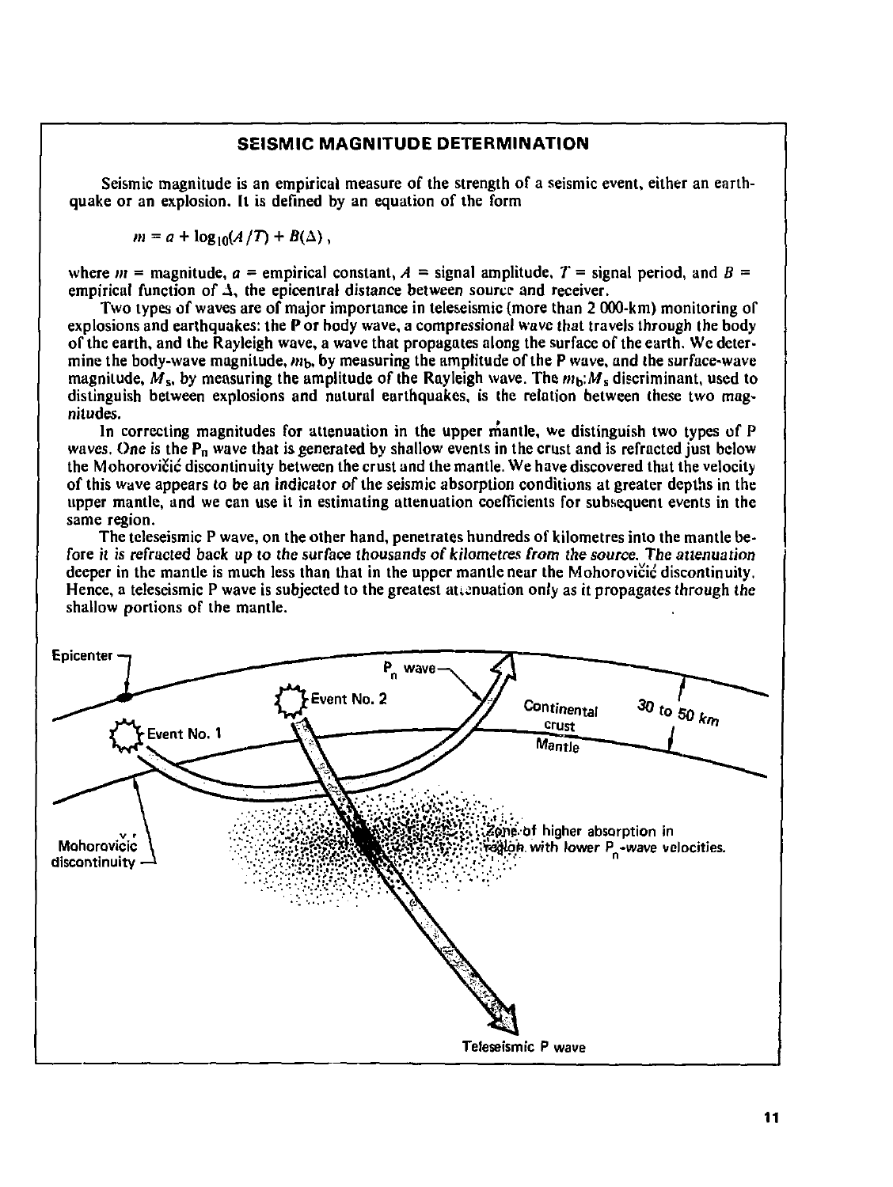## SEISMIC MAGNITUDE DETERMINATION

Seismic magnitude is an empirical measure of the strength of a seismic event, either an earthquake or an explosion. It is defined by an equation of the form

$$m = a + \log_{10}(A/T) + B(\Delta) ,$$

where $m$ = magnitude, $a$ = empirical constant, $A$ = signal amplitude, $T$ = signal period, and $B$ = empirical function of $\Delta$, the epicentral distance between source and receiver.

Two types of waves are of major importance in teleseismic (more than 2 000-km) monitoring of explosions and earthquakes: the P or body wave, a compressional wave that travels through the body of the earth, and the Rayleigh wave, a wave that propagates along the surface of the earth. We determine the body-wave magnitude, $m_b$, by measuring the amplitude of the P wave, and the surface-wave magnitude, $M_s$, by measuring the amplitude of the Rayleigh wave. The $m_b$:$M_s$ discriminant, used to distinguish between explosions and natural earthquakes, is the relation between these two magnitudes.

In correcting magnitudes for attenuation in the upper mantle, we distinguish two types of P waves. One is the $P_n$ wave that is generated by shallow events in the crust and is refracted just below the Mohorovičić discontinuity between the crust and the mantle. We have discovered that the velocity of this wave appears to be an indicator of the seismic absorption conditions at greater depths in the upper mantle, and we can use it in estimating attenuation coefficients for subsequent events in the same region.

The teleseismic P wave, on the other hand, penetrates hundreds of kilometres into the mantle before it is refracted back up to the surface thousands of kilometres from the source. The attenuation deeper in the mantle is much less than that in the upper mantle near the Mohorovičić discontinuity. Hence, a teleseismic P wave is subjected to the greatest attenuation only as it propagates through the shallow portions of the mantle.

Epicenter

Event No. 1

Event No. 2

$P_n$ wave

Continental crust

Mantle

30 to 50 km

Mohorovičić discontinuity

Zone of higher absorption in region with lower $P_n$-wave velocities.

Teleseismic P wave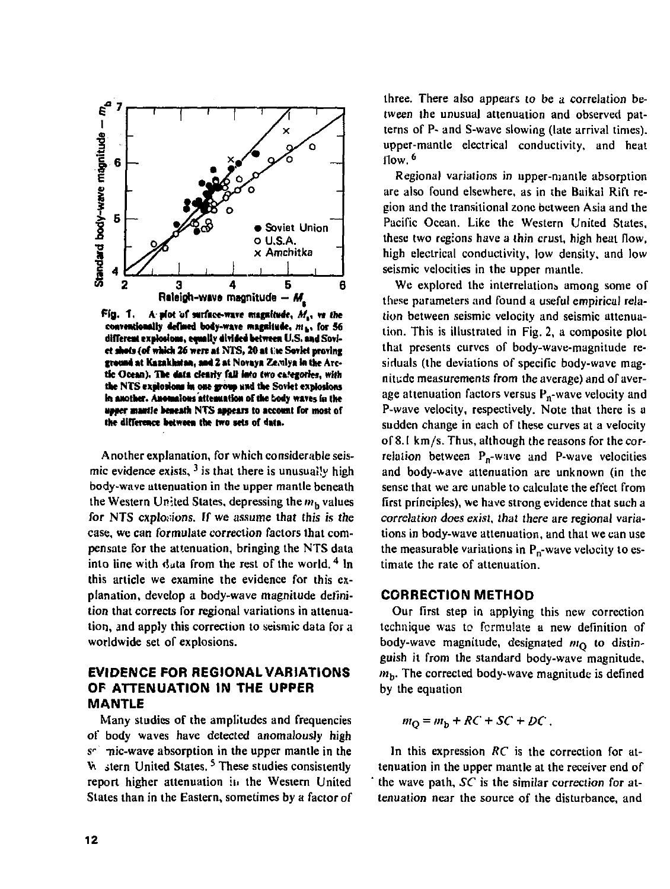Fig. 1. A plot of surface-wave magnitude, $M_s$, vs the conventionally defined body-wave magnitude, $m_b$, for 56 different explosions, equally divided between U.S. and Soviet shots (of which 26 were at NTS, 20 at the Soviet proving ground at Kazakhstan, and 2 at Novaya Zemlya in the Arctic Ocean). The data clearly fall into two categories, with the NTS explosions in one group and the Soviet explosions in another. Anomalous attenuation of the body waves in the upper mantle beneath NTS appears to account for most of the difference between the two sets of data.

Another explanation, for which considerable seismic evidence exists,[3] is that there is unusually high body-wave attenuation in the upper mantle beneath the Western United States, depressing the $m_b$ values for NTS explosions. If we assume that this is the case, we can formulate correction factors that compensate for the attenuation, bringing the NTS data into line with data from the rest of the world.[4] In this article we examine the evidence for this explanation, develop a body-wave magnitude definition that corrects for regional variations in attenuation, and apply this correction to seismic data for a worldwide set of explosions.

## EVIDENCE FOR REGIONAL VARIATIONS OF ATTENUATION IN THE UPPER MANTLE

Many studies of the amplitudes and frequencies of body waves have detected anomalously high seismic-wave absorption in the upper mantle in the Western United States.[5] These studies consistently report higher attenuation in the Western United States than in the Eastern, sometimes by a factor of three. There also appears to be a correlation between the unusual attenuation and observed patterns of P- and S-wave slowing (late arrival times), upper-mantle electrical conductivity, and heat flow.[6]

Regional variations in upper-mantle absorption are also found elsewhere, as in the Baikal Rift region and the transitional zone between Asia and the Pacific Ocean. Like the Western United States, these two regions have a thin crust, high heat flow, high electrical conductivity, low density, and low seismic velocities in the upper mantle.

We explored the interrelations among some of these parameters and found a useful empirical relation between seismic velocity and seismic attenuation. This is illustrated in Fig. 2, a composite plot that presents curves of body-wave-magnitude residuals (the deviations of specific body-wave magnitude measurements from the average) and of average attenuation factors versus $P_n$-wave velocity and P-wave velocity, respectively. Note that there is a sudden change in each of these curves at a velocity of 8.1 km/s. Thus, although the reasons for the correlation between $P_n$-wave and P-wave velocities and body-wave attenuation are unknown (in the sense that we are unable to calculate the effect from first principles), we have strong evidence that such a *correlation does exist, that there are regional variations in body-wave attenuation*, and that we can use the measurable variations in $P_n$-wave velocity to estimate the rate of attenuation.

## CORRECTION METHOD

Our first step in applying this new correction technique was to formulate a new definition of body-wave magnitude, designated $m_Q$ to distinguish it from the standard body-wave magnitude, $m_b$. The corrected body-wave magnitude is defined by the equation

$$m_Q = m_b + RC + SC + DC \; .$$

In this expression $RC$ is the correction for attenuation in the upper mantle at the receiver end of the wave path, $SC$ is the similar correction for attenuation near the source of the disturbance, and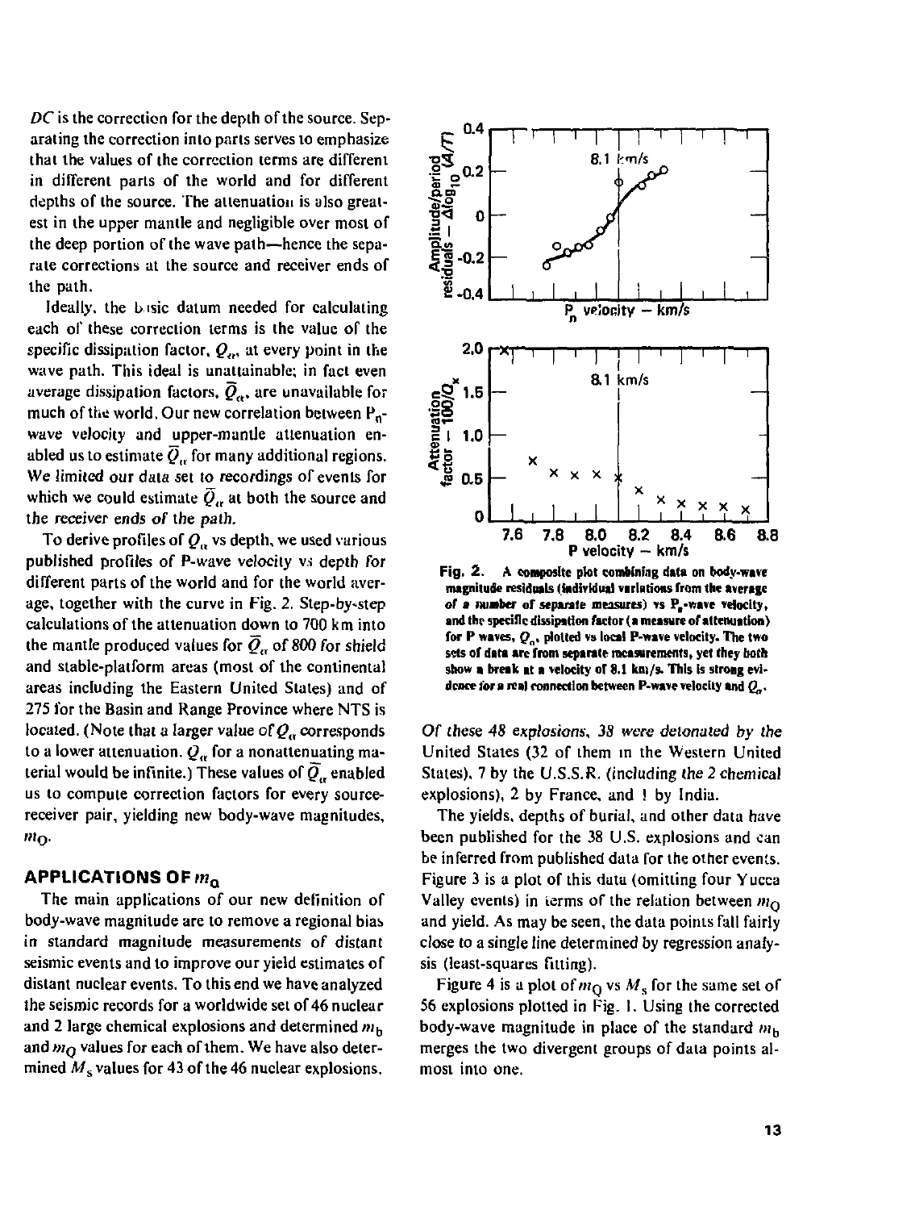$DC$ is the correction for the depth of the source. Separating the correction into parts serves to emphasize that the values of the correction terms are different in different parts of the world and for different depths of the source. The attenuation is also greatest in the upper mantle and negligible over most of the deep portion of the wave path—hence the separate corrections at the source and receiver ends of the path.

Ideally, the basic datum needed for calculating each of these correction terms is the value of the specific dissipation factor, $Q_\alpha$, at every point in the wave path. This ideal is unattainable; in fact even average dissipation factors, $\bar{Q}_\alpha$, are unavailable for much of the world. Our new correlation between $P_n$-wave velocity and upper-mantle attenuation enabled us to estimate $\bar{Q}_\alpha$ for many additional regions. We limited our data set to recordings of events for which we could estimate $\bar{Q}_\alpha$ at both the source and the receiver ends of the path.

To derive profiles of $Q_\alpha$ vs depth, we used various published profiles of P-wave velocity vs depth for different parts of the world and for the world average, together with the curve in Fig. 2. Step-by-step calculations of the attenuation down to 700 km into the mantle produced values for $\bar{Q}_\alpha$ of 800 for shield and stable-platform areas (most of the continental areas including the Eastern United States) and of 275 for the Basin and Range Province where NTS is located. (Note that a larger value of $Q_\alpha$ corresponds to a lower attenuation. $Q_\alpha$ for a nonattenuating material would be infinite.) These values of $\bar{Q}_\alpha$ enabled us to compute correction factors for every source-receiver pair, yielding new body-wave magnitudes, $m_Q$.

## APPLICATIONS OF $m_Q$

The main applications of our new definition of body-wave magnitude are to remove a regional bias in standard magnitude measurements of distant seismic events and to improve our yield estimates of distant nuclear events. To this end we have analyzed the seismic records for a worldwide set of 46 nuclear and 2 large chemical explosions and determined $m_b$ and $m_Q$ values for each of them. We have also determined $M_s$ values for 43 of the 46 nuclear explosions.

**Fig. 2.** A composite plot combining data on body-wave magnitude residuals (individual variations from the average of a number of separate measures) vs $P_n$-wave velocity, and the specific dissipation factor (a measure of attenuation) for P waves, $Q_\alpha$, plotted vs local P-wave velocity. The two sets of data are from separate measurements, yet they both show a break at a velocity of 8.1 km/s. This is strong evidence for a real connection between P-wave velocity and $Q_\alpha$.

Of these 48 explosions, 38 were detonated by the United States (32 of them in the Western United States), 7 by the U.S.S.R. (including the 2 chemical explosions), 2 by France, and 1 by India.

The yields, depths of burial, and other data have been published for the 38 U.S. explosions and can be inferred from published data for the other events. Figure 3 is a plot of this data (omitting four Yucca Valley events) in terms of the relation between $m_Q$ and yield. As may be seen, the data points fall fairly close to a single line determined by regression analysis (least-squares fitting).

Figure 4 is a plot of $m_Q$ vs $M_s$ for the same set of 56 explosions plotted in Fig. 1. Using the corrected body-wave magnitude in place of the standard $m_b$ merges the two divergent groups of data points almost into one.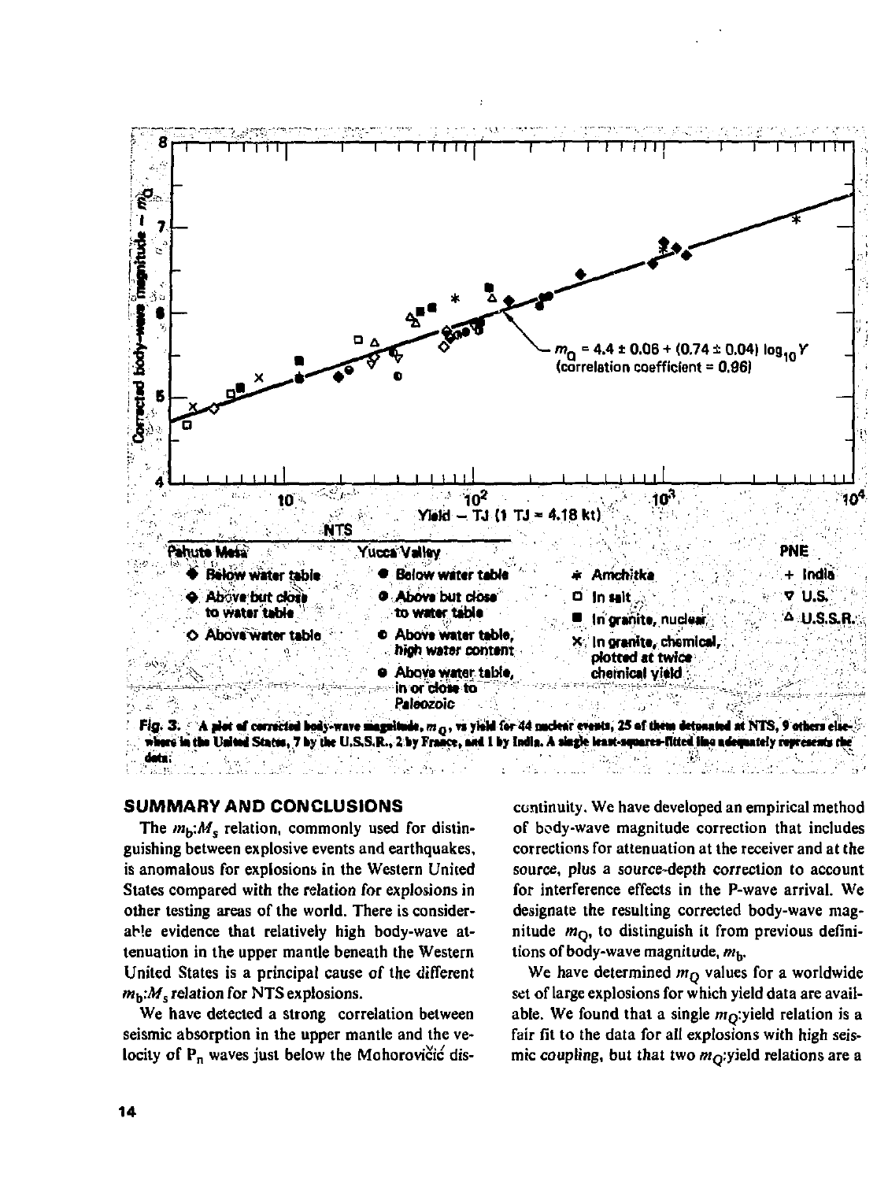Fig. 3. A plot of corrected body-wave magnitude, $m_Q$, vs yield for 44 nuclear events, 25 of them detonated at NTS, 9 others elsewhere in the United States, 7 by the U.S.S.R., 2 by France, and 1 by India. A single least-squares-fitted line adequately represents the data.

## SUMMARY AND CONCLUSIONS

The $m_b$:$M_s$ relation, commonly used for distinguishing between explosive events and earthquakes, is anomalous for explosions in the Western United States compared with the relation for explosions in other testing areas of the world. There is considerable evidence that relatively high body-wave attenuation in the upper mantle beneath the Western United States is a principal cause of the different $m_b$:$M_s$ relation for NTS explosions.

We have detected a strong correlation between seismic absorption in the upper mantle and the velocity of $P_n$ waves just below the Mohorovičić discontinuity. We have developed an empirical method of body-wave magnitude correction that includes corrections for attenuation at the receiver and at the source, plus a source-depth correction to account for interference effects in the P-wave arrival. We designate the resulting corrected body-wave magnitude $m_Q$, to distinguish it from previous definitions of body-wave magnitude, $m_b$.

We have determined $m_Q$ values for a worldwide set of large explosions for which yield data are available. We found that a single $m_Q$:yield relation is a fair fit to the data for all explosions with high seismic coupling, but that two $m_Q$:yield relations are a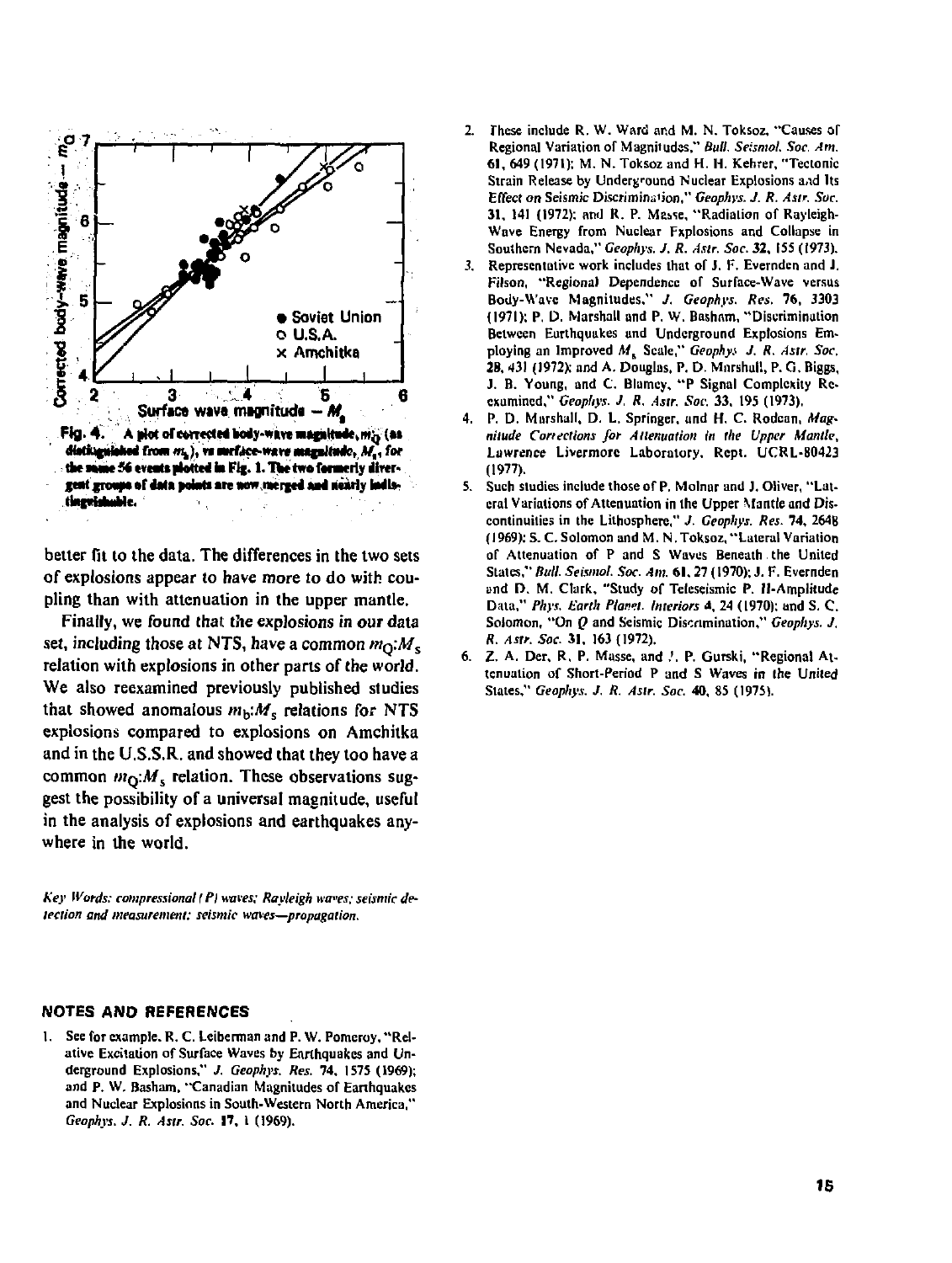Fig. 4. A plot of corrected body-wave magnitude, $m_Q$ (as distinguished from $m_b$), vs surface-wave magnitude, $M_s$, for the same 56 events plotted in Fig. 1. The two formerly divergent groups of data points are now merged and nearly indistinguishable.

better fit to the data. The differences in the two sets of explosions appear to have more to do with coupling than with attenuation in the upper mantle.

Finally, we found that the explosions in our data set, including those at NTS, have a common $m_Q$:$M_s$ relation with explosions in other parts of the world. We also reexamined previously published studies that showed anomalous $m_b$:$M_s$ relations for NTS explosions compared to explosions on Amchitka and in the U.S.S.R. and showed that they too have a common $m_Q$:$M_s$ relation. These observations suggest the possibility of a universal magnitude, useful in the analysis of explosions and earthquakes anywhere in the world.

*Key Words: compressional (P) waves; Rayleigh waves; seismic detection and measurement; seismic waves—propagation.*

#### NOTES AND REFERENCES

1. See for example, R. C. Leiberman and P. W. Pomeroy, "Relative Excitation of Surface Waves by Earthquakes and Underground Explosions," *J. Geophys. Res.* 74, 1575 (1969); and P. W. Basham, "Canadian Magnitudes of Earthquakes and Nuclear Explosions in South-Western North America," *Geophys. J. R. Astr. Soc.* 17, 1 (1969).
2. These include R. W. Ward and M. N. Toksoz, "Causes of Regional Variation of Magnitudes," *Bull. Seismol. Soc. Am.* 61, 649 (1971); M. N. Toksoz and H. H. Kehrer, "Tectonic Strain Release by Underground Nuclear Explosions and Its Effect on Seismic Discrimination," *Geophys. J. R. Astr. Soc.* 31, 141 (1972); and R. P. Masse, "Radiation of Rayleigh-Wave Energy from Nuclear Explosions and Collapse in Southern Nevada," *Geophys. J. R. Astr. Soc.* 32, 155 (1973).
3. Representative work includes that of J. F. Evernden and J. Filson, "Regional Dependence of Surface-Wave versus Body-Wave Magnitudes," *J. Geophys. Res.* 76, 3303 (1971); P. D. Marshall and P. W. Basham, "Discrimination Between Earthquakes and Underground Explosions Employing an Improved $M_s$ Scale," *Geophys J. R. Astr. Soc.* 28, 431 (1972); and A. Douglas, P. D. Marshall, P. G. Biggs, J. B. Young, and C. Blamey, "P Signal Complexity Reexamined," *Geophys. J. R. Astr. Soc.* 33, 195 (1973).
4. P. D. Marshall, D. L. Springer, and H. C. Rodean, *Magnitude Corrections for Attenuation in the Upper Mantle*, Lawrence Livermore Laboratory, Rept. UCRL-80423 (1977).
5. Such studies include those of P. Molnar and J. Oliver, "Lateral Variations of Attenuation in the Upper Mantle and Discontinuities in the Lithosphere," *J. Geophys. Res.* 74, 2648 (1969); S. C. Solomon and M. N. Toksoz, "Lateral Variation of Attenuation of P and S Waves Beneath the United States," *Bull. Seismol. Soc. Am.* 61, 27 (1970); J. F. Evernden and D. M. Clark, "Study of Teleseismic P. II-Amplitude Data," *Phys. Earth Planet. Interiors* 4, 24 (1970); and S. C. Solomon, "On Q and Seismic Discrimination," *Geophys. J. R. Astr. Soc.* 31, 163 (1972).
6. Z. A. Der, R. P. Masse, and J. P. Gurski, "Regional Attenuation of Short-Period P and S Waves in the United States," *Geophys. J. R. Astr. Soc.* 40, 85 (1975).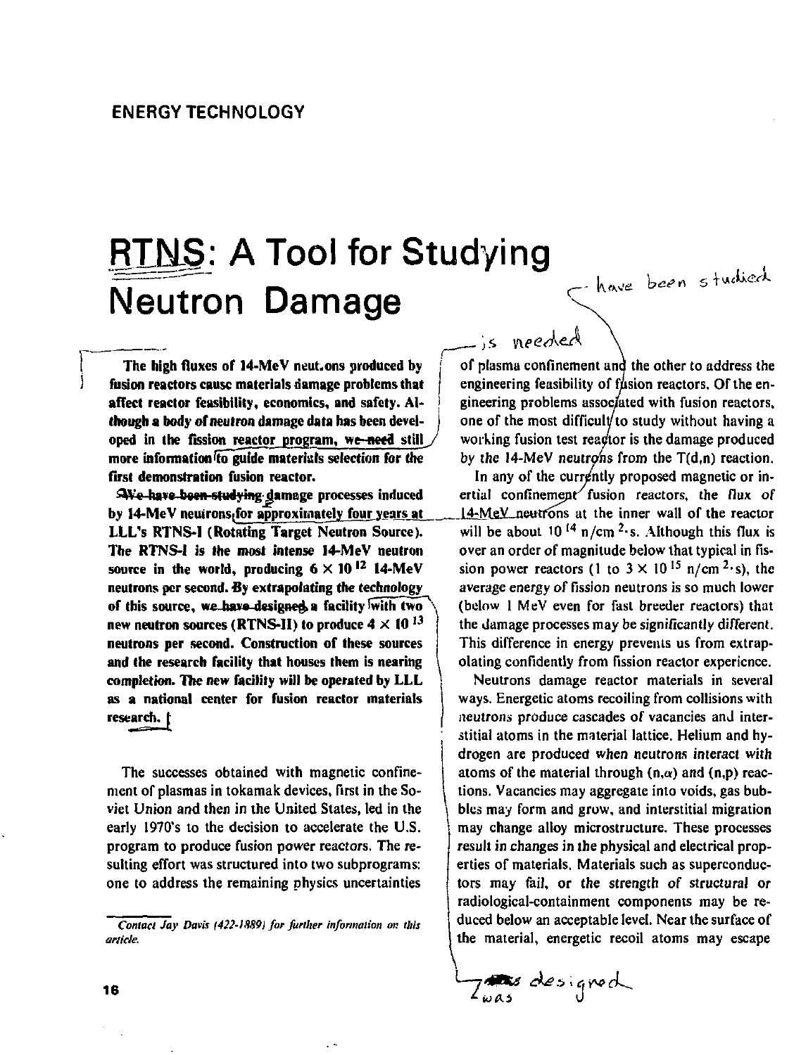## ENERGY TECHNOLOGY

# RTNS: A Tool for Studying Neutron Damage

**The high fluxes of 14-MeV neutrons produced by fusion reactors cause materials damage problems that affect reactor feasibility, economics, and safety. Although a body of neutron damage data has been developed in the fission reactor program, we need still more information to guide materials selection for the first demonstration fusion reactor.**

**We have been studying damage processes induced by 14-MeV neutrons for approximately four years at LLL's RTNS-I (Rotating Target Neutron Source). The RTNS-I is the most intense 14-MeV neutron source in the world, producing $6 \times 10^{12}$ 14-MeV neutrons per second. By extrapolating the technology of this source, we have designed a facility with two new neutron sources (RTNS-II) to produce $4 \times 10^{13}$ neutrons per second. Construction of these sources and the research facility that houses them is nearing completion. The new facility will be operated by LLL as a national center for fusion reactor materials research.**

The successes obtained with magnetic confinement of plasmas in tokamak devices, first in the Soviet Union and then in the United States, led in the early 1970's to the decision to accelerate the U.S. program to produce fusion power reactors. The resulting effort was structured into two subprograms: one to address the remaining physics uncertainties of plasma confinement and the other to address the engineering feasibility of fusion reactors. Of the engineering problems associated with fusion reactors, one of the most difficult to study without having a working fusion test reactor is the damage produced by the 14-MeV neutrons from the T(d,n) reaction.

In any of the currently proposed magnetic or inertial confinement fusion reactors, the flux of 14-MeV neutrons at the inner wall of the reactor will be about $10^{14}$ n/cm$^2$·s. Although this flux is over an order of magnitude below that typical in fission power reactors (1 to $3 \times 10^{15}$ n/cm$^2$·s), the average energy of fission neutrons is so much lower (below 1 MeV even for fast breeder reactors) that the damage processes may be significantly different. This difference in energy prevents us from extrapolating confidently from fission reactor experience.

Neutrons damage reactor materials in several ways. Energetic atoms recoiling from collisions with neutrons produce cascades of vacancies and interstitial atoms in the material lattice. Helium and hydrogen are produced when neutrons interact with atoms of the material through (n,$\alpha$) and (n,p) reactions. Vacancies may aggregate into voids, gas bubbles may form and grow, and interstitial migration may change alloy microstructure. These processes result in changes in the physical and electrical properties of materials. Materials such as superconductors may fail, or the strength of structural or radiological-containment components may be reduced below an acceptable level. Near the surface of the material, energetic recoil atoms may escape

*Contact Jay Davis (422-1889) for further information on this article.*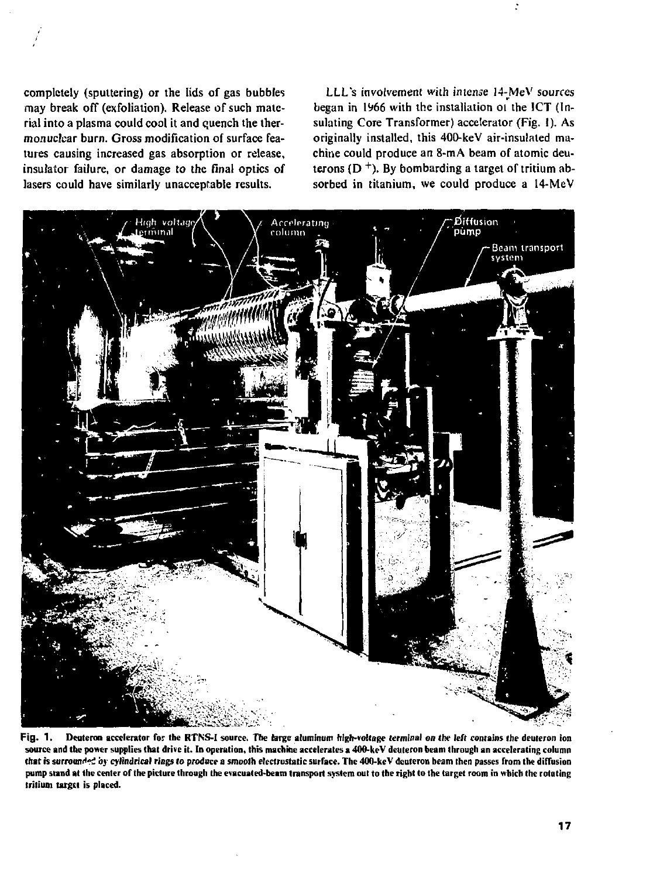completely (sputtering) or the lids of gas bubbles may break off (exfoliation). Release of such material into a plasma could cool it and quench the thermonuclear burn. Gross modification of surface features causing increased gas absorption or release, insulator failure, or damage to the final optics of lasers could have similarly unacceptable results.

*LLL's involvement with intense 14-MeV sources* began in 1966 with the installation of the ICT (Insulating Core Transformer) accelerator (Fig. 1). As originally installed, this 400-keV air-insulated machine could produce an 8-mA beam of atomic deuterons ($D^+$). By bombarding a target of tritium absorbed in titanium, we could produce a 14-MeV

**Fig. 1.** Deuteron accelerator for the RTNS-I source. *The large aluminum high-voltage terminal on the left contains the deuteron ion source and the power supplies that drive it. In operation, this machine accelerates a 400-keV deuteron beam through an accelerating column that is surrounded by cylindrical rings to produce a smooth electrostatic surface. The 400-keV deuteron beam then passes from the diffusion pump stand at the center of the picture through the evacuated-beam transport system out to the right to the target room in which the rotating tritium target is placed.*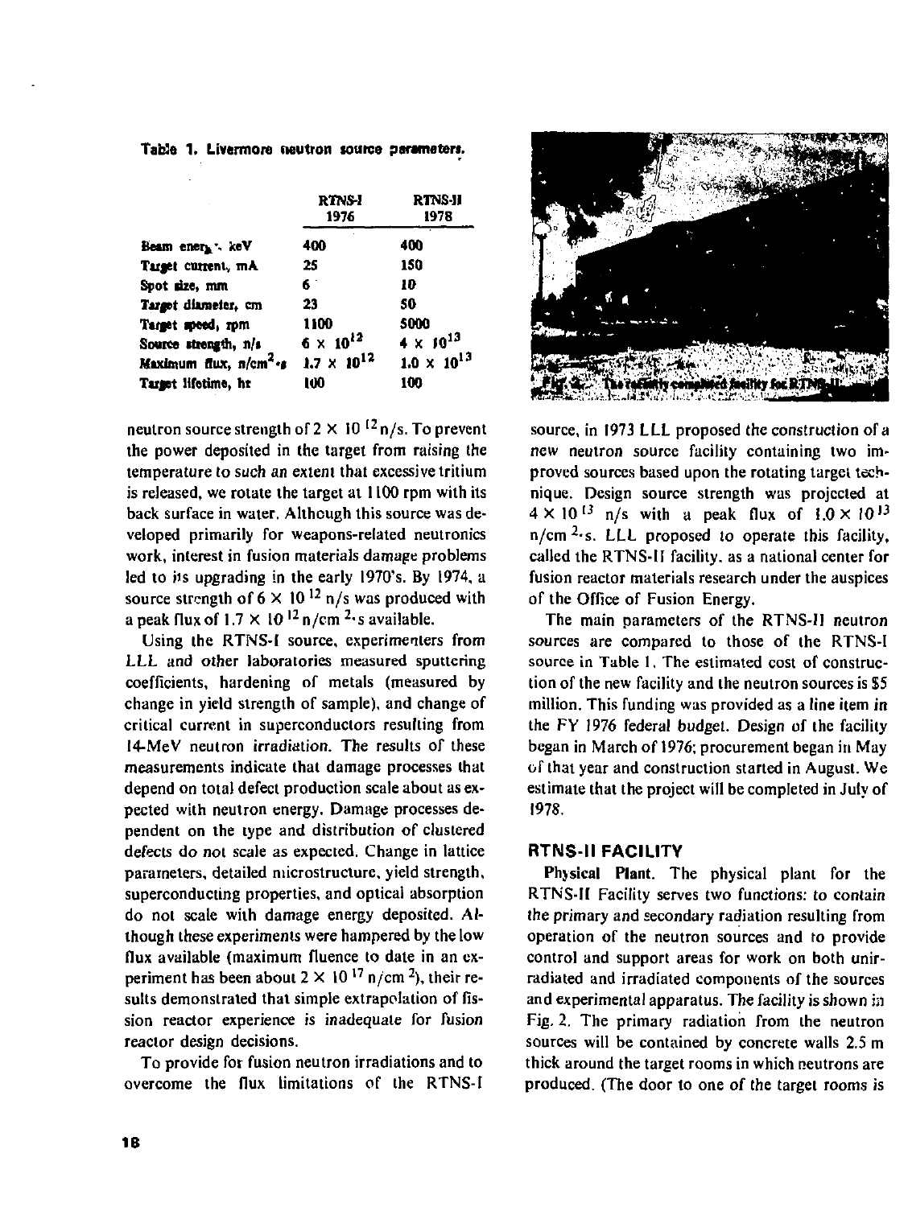Table 1. Livermore neutron source parameters.

| | RTNS-I 1976 | RTNS-II 1978 |
|---|---|---|
| Beam energy, keV | 400 | 400 |
| Target current, mA | 25 | 150 |
| Spot size, mm | 6 | 10 |
| Target diameter, cm | 23 | 50 |
| Target speed, rpm | 1100 | 5000 |
| Source strength, n/s | $6 \times 10^{12}$ | $4 \times 10^{13}$ |
| Maximum flux, n/cm$^2$·s | $1.7 \times 10^{12}$ | $1.0 \times 10^{13}$ |
| Target lifetime, hr | 100 | 100 |

neutron source strength of $2 \times 10^{12}$ n/s. To prevent the power deposited in the target from raising the temperature to such an extent that excessive tritium is released, we rotate the target at 1100 rpm with its back surface in water. Although this source was developed primarily for weapons-related neutronics work, interest in fusion materials damage problems led to its upgrading in the early 1970's. By 1974, a source strength of $6 \times 10^{12}$ n/s was produced with a peak flux of $1.7 \times 10^{12}$ n/cm$^2$·s available.

Using the RTNS-I source, experimenters from LLL and other laboratories measured sputtering coefficients, hardening of metals (measured by change in yield strength of sample), and change of critical current in superconductors resulting from 14-MeV neutron irradiation. The results of these measurements indicate that damage processes that depend on total defect production scale about as expected with neutron energy. Damage processes dependent on the type and distribution of clustered defects do not scale as expected. Change in lattice parameters, detailed microstructure, yield strength, superconducting properties, and optical absorption do not scale with damage energy deposited. Although these experiments were hampered by the low flux available (maximum fluence to date in an experiment has been about $2 \times 10^{17}$ n/cm$^2$), their results demonstrated that simple extrapolation of fission reactor experience is inadequate for fusion reactor design decisions.

To provide for fusion neutron irradiations and to overcome the flux limitations of the RTNS-I source, in 1973 LLL proposed the construction of a new neutron source facility containing two improved sources based upon the rotating target technique. Design source strength was projected at $4 \times 10^{13}$ n/s with a peak flux of $1.0 \times 10^{13}$ n/cm$^2$·s. LLL proposed to operate this facility, called the RTNS-II facility, as a national center for fusion reactor materials research under the auspices of the Office of Fusion Energy.

The main parameters of the RTNS-II neutron sources are compared to those of the RTNS-I source in Table 1. The estimated cost of construction of the new facility and the neutron sources is $5 million. This funding was provided as a line item in the FY 1976 federal budget. Design of the facility began in March of 1976; procurement began in May of that year and construction started in August. We estimate that the project will be completed in July of 1978.

Fig. 2. The recently completed facility for RTNS-II.

## RTNS-II FACILITY

**Physical Plant.** The physical plant for the RTNS-II Facility serves two functions: to contain the primary and secondary radiation resulting from operation of the neutron sources and to provide control and support areas for work on both unirradiated and irradiated components of the sources and experimental apparatus. The facility is shown in Fig. 2. The primary radiation from the neutron sources will be contained by concrete walls 2.5 m thick around the target rooms in which neutrons are produced. (The door to one of the target rooms is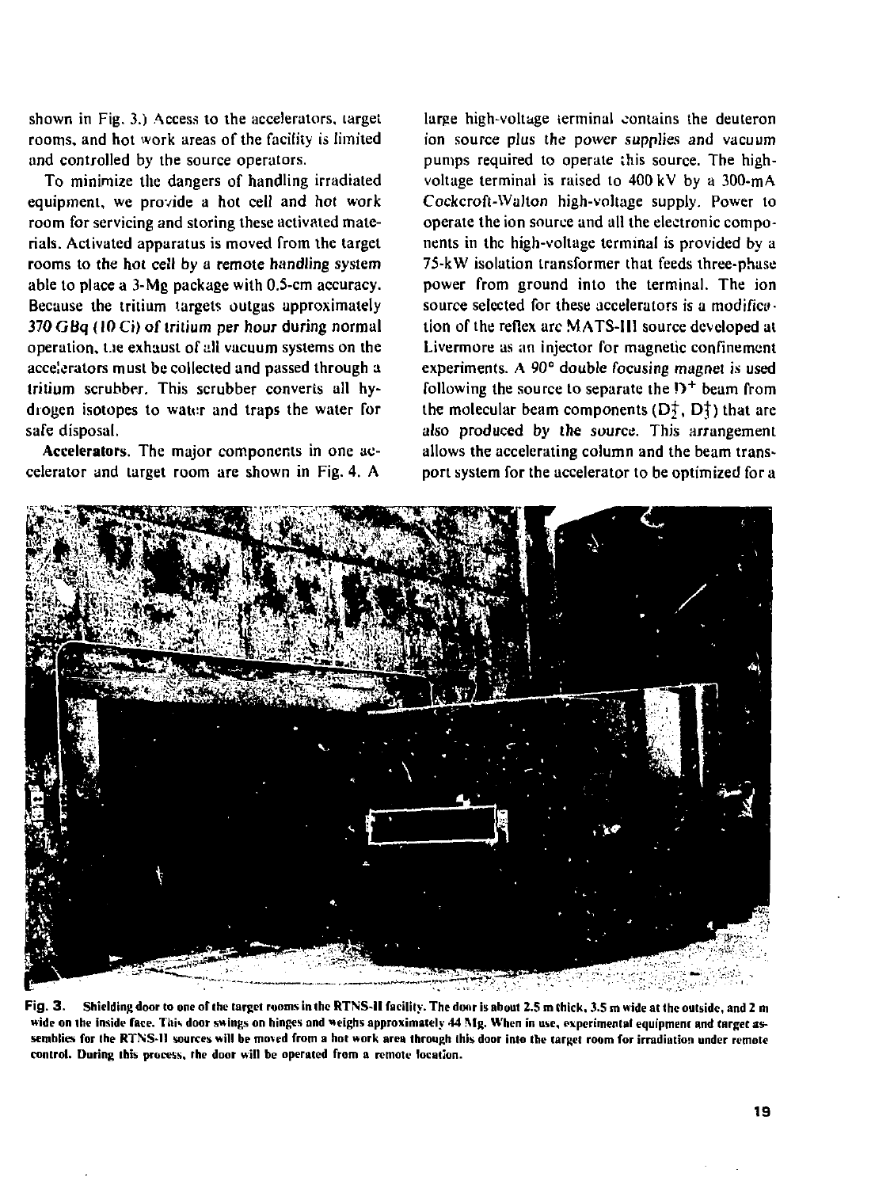shown in Fig. 3.) Access to the accelerators, target rooms, and hot work areas of the facility is limited and controlled by the source operators.

To minimize the dangers of handling irradiated equipment, we provide a hot cell and hot work room for servicing and storing these activated materials. Activated apparatus is moved from the target rooms to the hot cell by a remote handling system able to place a 3-Mg package with 0.5-cm accuracy. Because the tritium targets outgas approximately 370 GBq (10 Ci) of tritium per hour during normal operation, the exhaust of all vacuum systems on the accelerators must be collected and passed through a tritium scrubber. This scrubber converts all hydrogen isotopes to water and traps the water for safe disposal.

**Accelerators.** The major components in one accelerator and target room are shown in Fig. 4. A large high-voltage terminal contains the deuteron ion source plus the power supplies and vacuum pumps required to operate this source. The high-voltage terminal is raised to 400 kV by a 300-mA Cockcroft-Walton high-voltage supply. Power to operate the ion source and all the electronic components in the high-voltage terminal is provided by a 75-kW isolation transformer that feeds three-phase power from ground into the terminal. The ion source selected for these accelerators is a modification of the reflex arc MATS-III source developed at Livermore as an injector for magnetic confinement experiments. A 90° double focusing magnet is used following the source to separate the $D^+$ beam from the molecular beam components ($D_2^+$, $D_3^+$) that are also produced by the source. This arrangement allows the accelerating column and the beam transport system for the accelerator to be optimized for a

**Fig. 3.** Shielding door to one of the target rooms in the RTNS-II facility. The door is about 2.5 m thick, 3.5 m wide at the outside, and 2 m wide on the inside face. This door swings on hinges and weighs approximately 44 Mg. When in use, experimental equipment and target assemblies for the RTNS-II sources will be moved from a hot work area through this door into the target room for irradiation under remote control. During this process, the door will be operated from a remote location.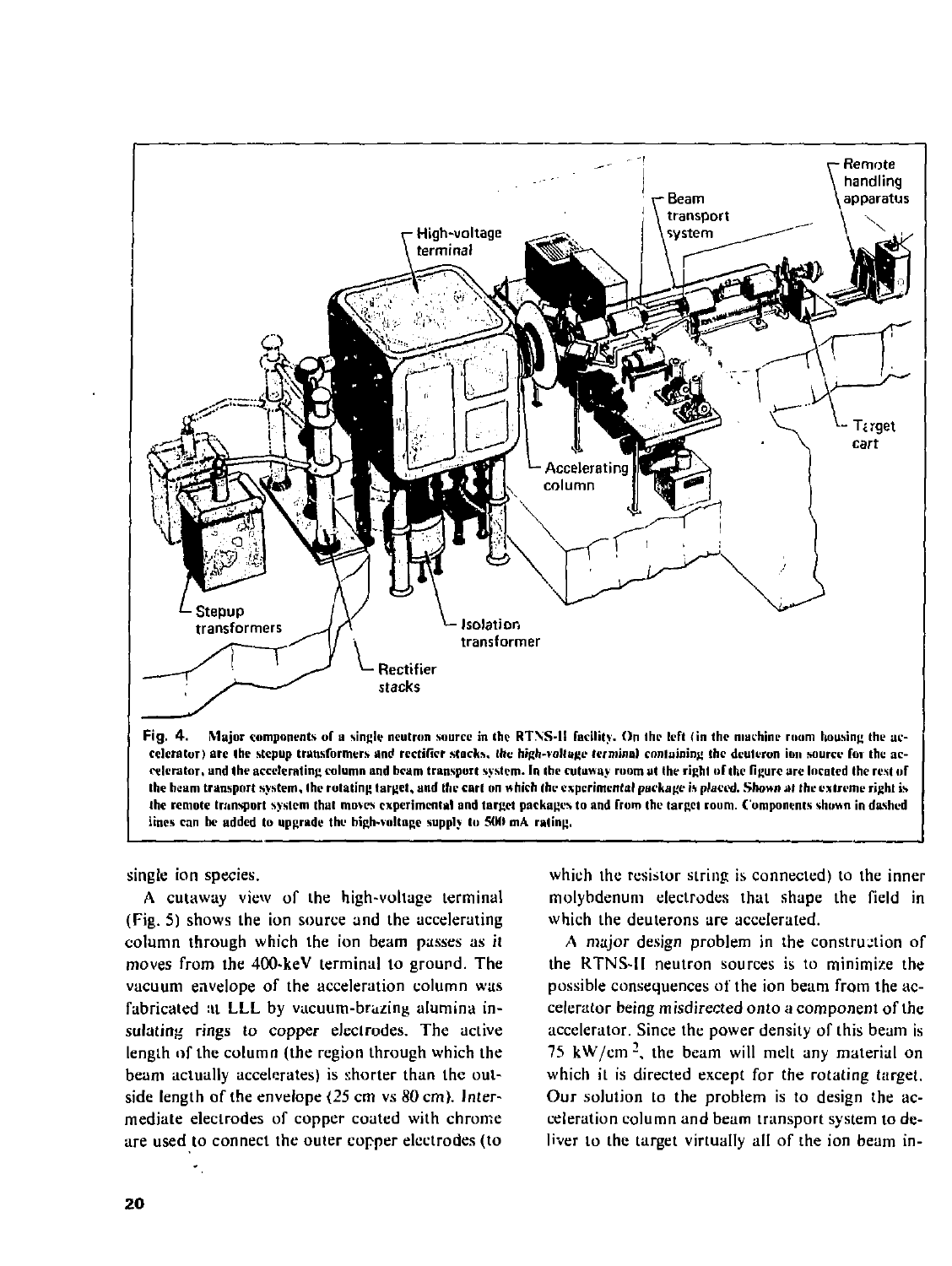Fig. 4. Major components of a single neutron source in the RTNS-II facility. On the left (in the machine room housing the accelerator) are the stepup transformers and rectifier stacks, *the high-voltage terminal* containing the deuteron ion source for the accelerator, and the accelerating column and beam transport system. In the cutaway room at the right of the figure are located the rest of the beam transport system, the rotating target, and the cart on which *the experimental package* is placed. Shown at the extreme right is the remote transport system that moves experimental and target packages to and from the target room. Components shown in dashed lines can be added to upgrade the high-voltage supply to 500 mA rating.

single ion species.

A cutaway view of the high-voltage terminal (Fig. 5) shows the ion source and the accelerating column through which the ion beam passes as it moves from the 400-keV terminal to ground. The vacuum envelope of the acceleration column was fabricated at LLL by vacuum-brazing alumina insulating rings to copper electrodes. The active length of the column (the region through which the beam actually accelerates) is shorter than the outside length of the envelope (25 cm vs 80 cm). Intermediate electrodes of copper coated with chrome are used to connect the outer copper electrodes (to which the resistor string is connected) to the inner molybdenum electrodes that shape the field in which the deuterons are accelerated.

A major design problem in the construction of the RTNS-II neutron sources is to minimize the possible consequences of the ion beam from the accelerator being misdirected onto a component of the accelerator. Since the power density of this beam is 75 kW/cm$^2$, the beam will melt any material on which it is directed except for the rotating target. Our solution to the problem is to design the acceleration column and beam transport system to deliver to the target virtually all of the ion beam in-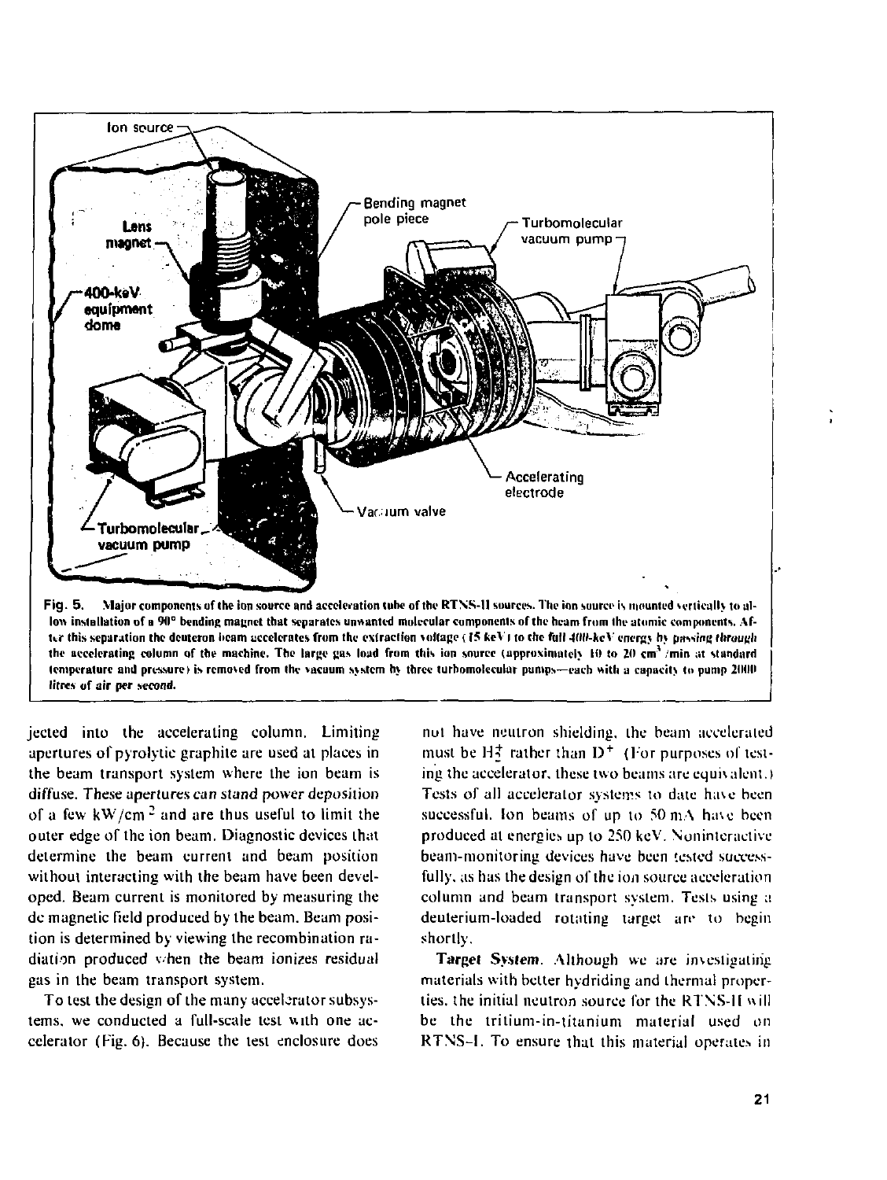Fig. 5. Major components of the ion source and acceleration tube of the RTNS-II sources. The ion source is mounted vertically to allow installation of a 90° bending magnet that separates unwanted molecular components of the beam from the atomic components. After this separation the deuteron beam accelerates from the extraction voltage (15 keV) to the full 400-keV energy by *passing through* the accelerating column of the machine. The large gas load from this ion source (approximately 10 to 20 $cm^3$/min at standard temperature and pressure) is removed from the vacuum system by three turbomolecular pumps—each with a capacity to pump 2000 *litres of air per second.*

jected into the accelerating column. Limiting apertures of pyrolytic graphite are used at places in the beam transport system where the ion beam is diffuse. *These apertures can stand power deposition* of a few $kW/cm^2$ and are thus useful to limit the outer edge of the ion beam. Diagnostic devices that determine the beam current and beam position without interacting with the beam have been developed. Beam current is monitored by measuring the dc magnetic field produced by the beam. Beam position is determined by viewing the recombination radiation produced when the beam ionizes residual gas in the beam transport system.

To test the design of the many accelerator subsystems, we conducted a full-scale test with one accelerator (Fig. 6). Because the test enclosure does not have neutron shielding, the beam accelerated must be $H_2^+$ rather than $D^+$ (For purposes of testing the accelerator, these two beams are equivalent.) Tests of all accelerator systems to date have been successful. Ion beams of up to 50 mA have been produced at energies up to 250 keV. Noninteractive beam-monitoring devices have been tested successfully, as has the design of the ion source acceleration column and beam transport system. Tests using a deuterium-loaded rotating target are to begin shortly.

**Target System.** Although we are investigating materials with better hydriding and thermal properties, the initial neutron source for the RTNS-II will be the tritium-in-titanium material used on RTNS-I. To ensure that this material operates in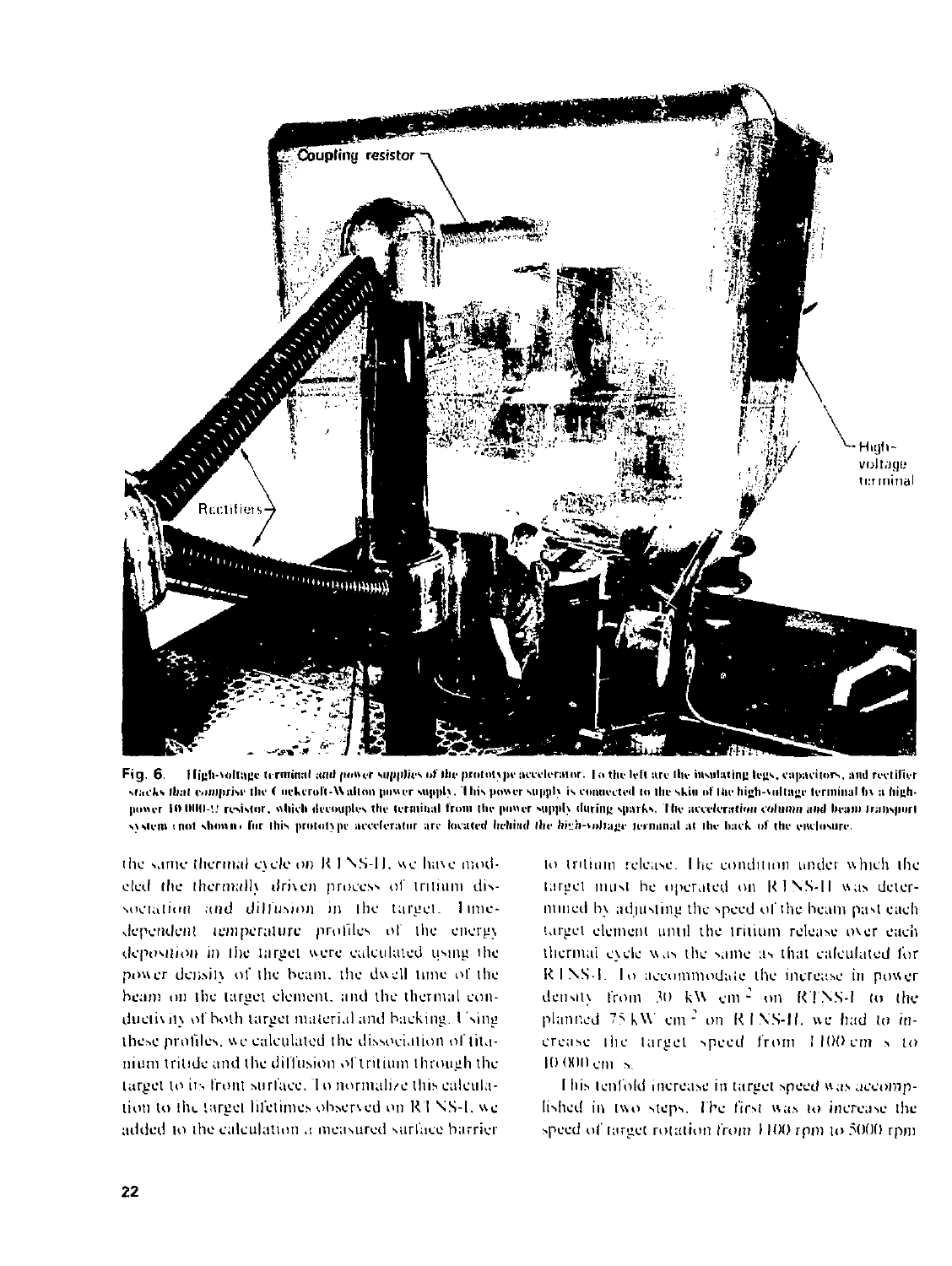**Fig. 6.** High-voltage terminal and power supplies of the prototype accelerator. To the left are the insulating legs, capacitors, and rectifier stacks that comprise the Cockcroft-Walton power supply. This power supply is connected to the skin of the high-voltage terminal by a high-power 10 000-Ω resistor, which decouples the terminal from the power supply during sparks. The acceleration column and beam transport system (not shown) for this prototype accelerator are located behind the high-voltage terminal at the back of the enclosure.

the same thermal cycle on RTNS-II, we have modeled the thermally driven process of tritium dissociation and diffusion in the target. Time-dependent temperature profiles of the energy deposition in the target were calculated using the power density of the beam, the dwell time of the beam on the target element, and the thermal conductivity of both target material and backing. Using these profiles, we calculated the dissociation of titanium tritide and the diffusion of tritium through the target to its front surface. To normalize this calculation to the target lifetimes observed on RTNS-I, we added to the calculation a measured surface barrier to tritium release. The condition under which the target must be operated on RTNS-II was determined by adjusting the speed of the beam past each target element until the tritium release over each thermal cycle was the same as that calculated for RTNS-I. To accommodate the increase in power density from 30 kW cm$^{-2}$ on RTNS-I to the planned 75 kW cm$^{-2}$ on RTNS-II, we had to increase the target speed from 1100 cm/s to 10 000 cm/s.

This tenfold increase in target speed was accomplished in two steps. The first was to increase the speed of target rotation from 1100 rpm to 5000 rpm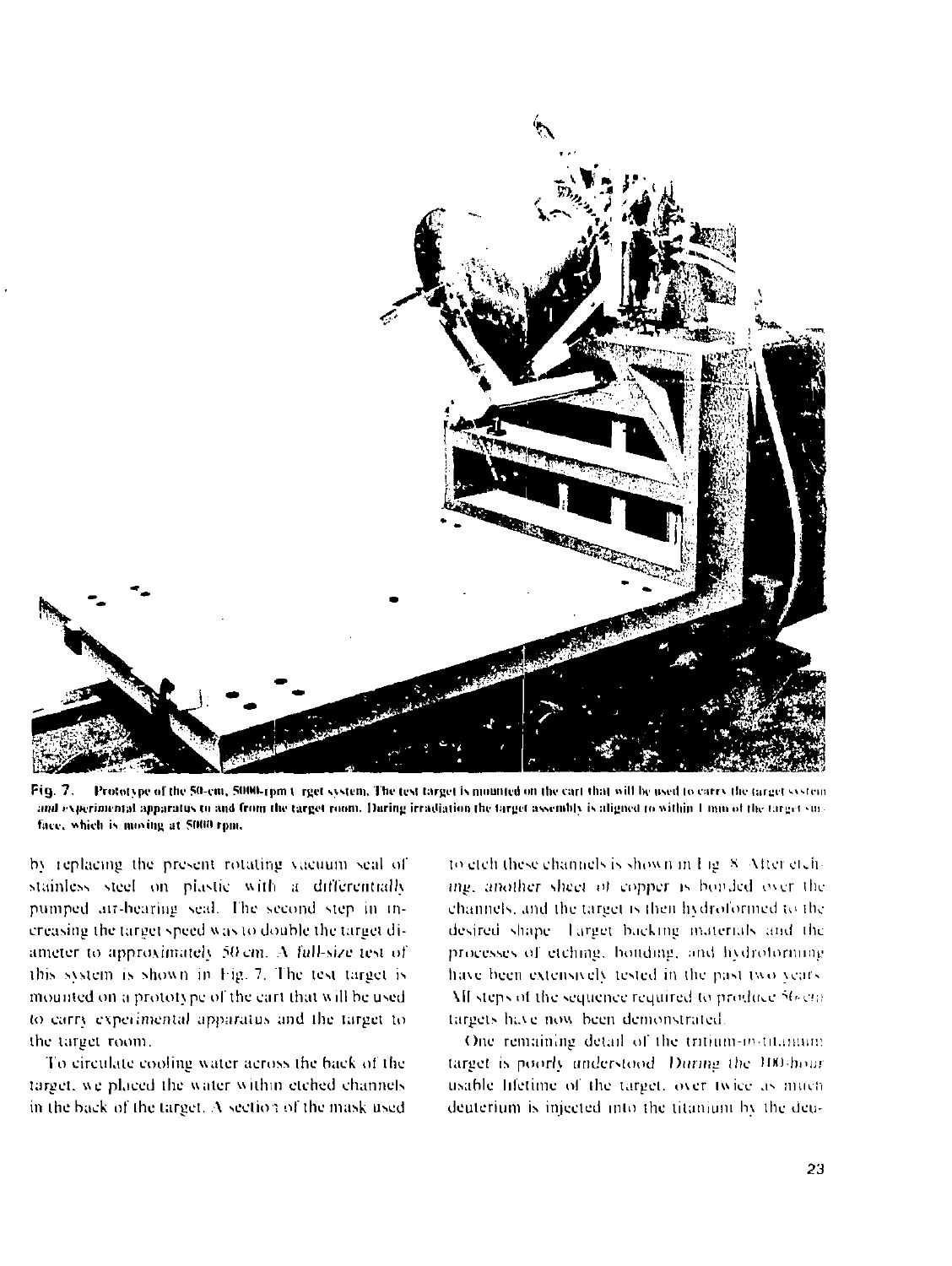**Fig. 7.** Prototype of the 50-cm, 5000-rpm target system. The test target is mounted on the cart that will be used to carry the target system and experimental apparatus to and from the target room. During irradiation the target assembly is aligned to within 1 mm of the target surface, which is moving at 5000 rpm.

by replacing the present rotating vacuum seal of stainless steel on plastic with a *differentially* pumped air-bearing seal. The second step in increasing the target speed was to double the target diameter to approximately 50 cm. A *full-size* test of this system is shown in Fig. 7. The test target is mounted on a prototype of the cart that will be used to carry experimental apparatus and the target to the target room.

To circulate cooling water across the back of the target, we placed the water within etched channels in the back of the target. A section of the mask used to etch these channels is shown in Fig. 8. After etching, another sheet of copper is bonded over the channels, and the target is then hydroformed to the desired shape. Target backing materials and the processes of etching, bonding, and hydroforming have been extensively tested in the past two years. All steps of the sequence required to produce 50-cm targets have now been demonstrated.

One remaining detail of the tritium-in-titanium target is poorly understood. During the 100-hour usable lifetime of the target, over twice as much deuterium is injected into the titanium by the deu-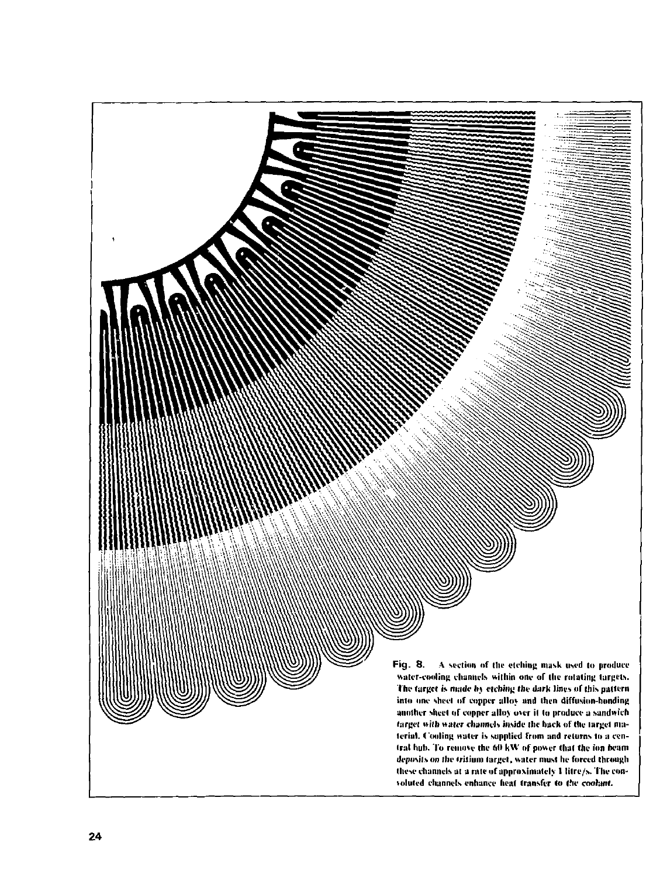**Fig. 8.** A section of the etching mask used to produce water-cooling channels within one of the rotating targets. The target is made by etching the dark lines of this pattern into one sheet of copper alloy and then diffusion-bonding another sheet of copper alloy over it to produce a sandwich target with water channels inside the back of the target material. Cooling water is supplied from and returns to a central hub. To remove the 60 kW of power that the ion beam deposits on the tritium target, water must be forced through these channels at a rate of approximately 1 litre/s. The convoluted channels enhance heat transfer to the coolant.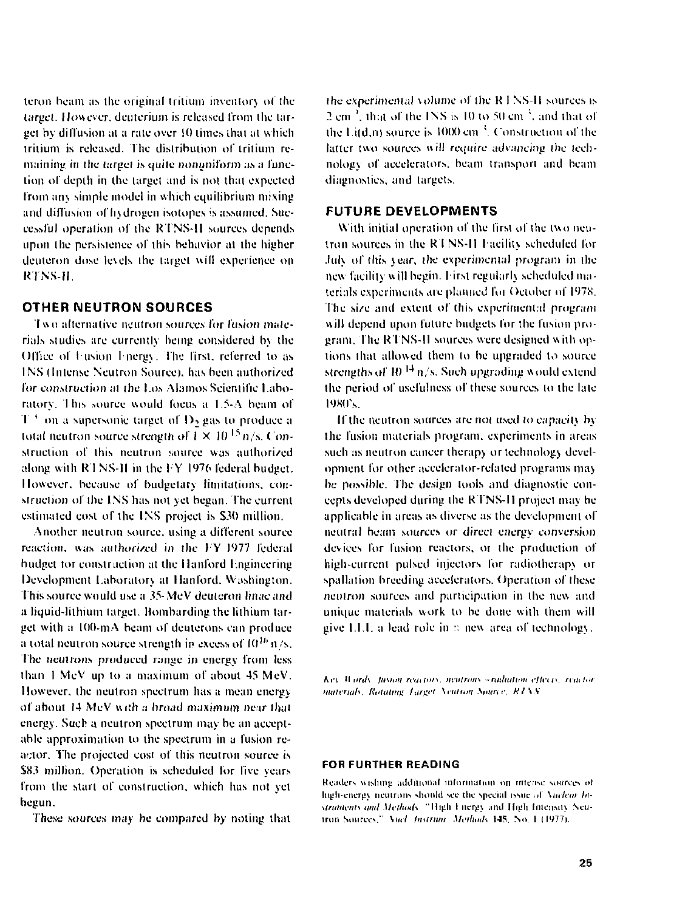teron beam as the original tritium inventory of the target. However, deuterium is released from the target by diffusion at a rate over 10 times that at which tritium is released. The distribution of tritium remaining in the target is quite nonuniform as a function of depth in the target and is not that expected from any simple model in which equilibrium mixing and diffusion of hydrogen isotopes is assumed. Successful operation of the RTNS-II sources depends upon the persistence of this behavior at the higher deuteron dose levels the target will experience on RTNS-II.

## OTHER NEUTRON SOURCES

Two alternative neutron sources for fusion materials studies are currently being considered by the Office of Fusion Energy. The first, referred to as INS (Intense Neutron Source), has been authorized for construction at the Los Alamos Scientific Laboratory. This source would focus a 1.5-A beam of $T^+$ on a supersonic target of $D_2$ gas to produce a total neutron source strength of $1 \times 10^{15}$ n/s. Construction of this neutron source was authorized along with RTNS-II in the FY 1976 federal budget. However, because of budgetary limitations, construction of the INS has not yet began. The current estimated cost of the INS project is $30 million.

Another neutron source, using a different source reaction, was authorized in the FY 1977 federal budget for construction at the Hanford Engineering Development Laboratory at Hanford, Washington. This source would use a 35-MeV deuteron linac and a liquid-lithium target. Bombarding the lithium target with a 100-mA beam of deuterons can produce a total neutron source strength in excess of $10^{16}$ n/s. The neutrons produced range in energy from less than 1 MeV up to a maximum of about 45 MeV. However, the neutron spectrum has a mean energy of about 14 MeV with a broad maximum near that energy. Such a neutron spectrum may be an acceptable approximation to the spectrum in a fusion reactor. The projected cost of this neutron source is $83 million. Operation is scheduled for five years from the start of construction, which has not yet begun.

These sources may be compared by noting that the experimental volume of the RTNS-II sources is 2 $cm^3$, that of the INS is 10 to 50 $cm^3$, and that of the Li(d,n) source is 1000 $cm^3$. Construction of the latter two sources will require advancing the technology of accelerators, beam transport and beam diagnostics, and targets.

## FUTURE DEVELOPMENTS

With initial operation of the first of the two neutron sources in the RTNS-II Facility scheduled for July of this year, the experimental program in the new facility will begin. First regularly scheduled materials experiments are planned for October of 1978. The size and extent of this experimental program will depend upon future budgets for the fusion program. The RTNS-II sources were designed with options that allowed them to be upgraded to source strengths of $10^{14}$ n/s. Such upgrading would extend the period of usefulness of these sources to the late 1980's.

If the neutron sources are not used to capacity by the fusion materials program, experiments in areas such as neutron cancer therapy or technology development for other accelerator-related programs may be possible. The design tools and diagnostic concepts developed during the RTNS-II project may be applicable in areas as diverse as the development of neutral beam sources or direct energy conversion devices for fusion reactors, or the production of high-current pulsed injectors for radiotherapy or spallation breeding accelerators. Operation of these neutron sources and participation in the new and unique materials work to be done with them will give LLL a lead role in a new area of technology.

*Key Words: fusion reactors, neutrons—radiation effects, reactor materials, Rotating Target Neutron Source, RTNS.*

### FOR FURTHER READING

Readers wishing additional information on intense sources of high-energy neutrons should see the special issue of *Nuclear Instruments and Methods* "High Energy and High Intensity Neutron Sources," *Nucl. Instrum. Methods* **145**, No. 1 (1977).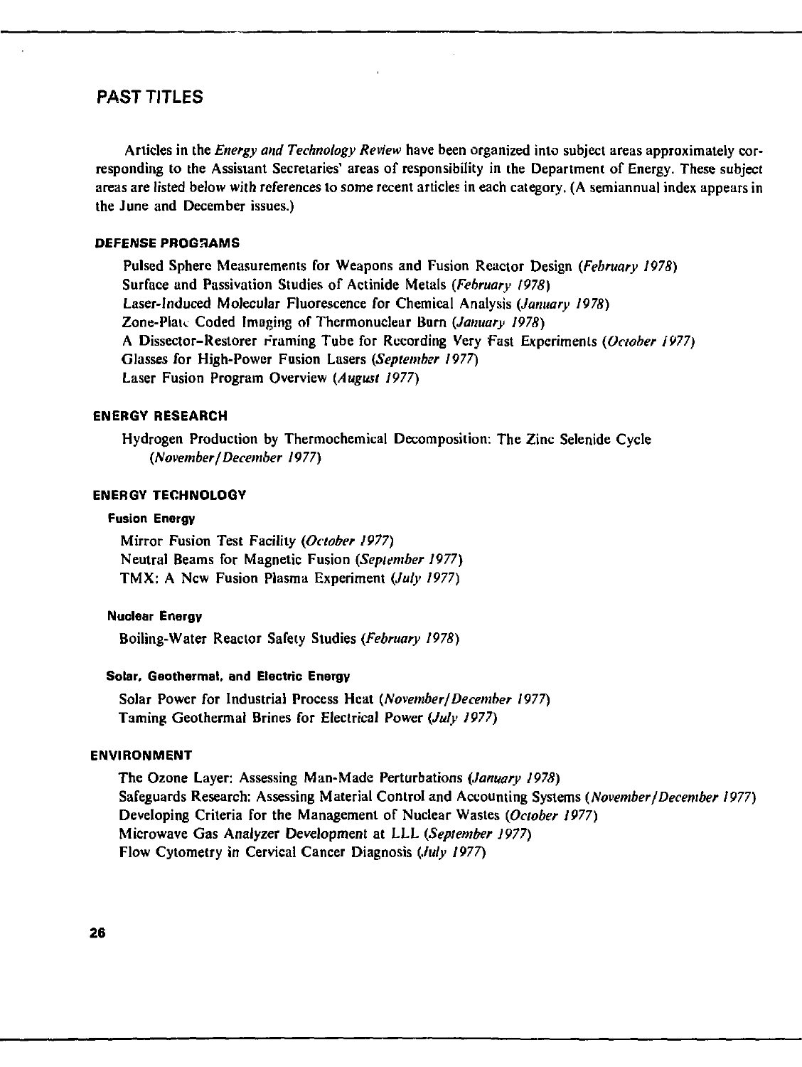## PAST TITLES

Articles in the *Energy and Technology Review* have been organized into subject areas approximately corresponding to the Assistant Secretaries' areas of responsibility in the Department of Energy. These subject areas are listed below with references to some recent articles in each category. (A semiannual index appears in the June and December issues.)

### DEFENSE PROGRAMS

Pulsed Sphere Measurements for Weapons and Fusion Reactor Design (*February 1978*)
Surface and Passivation Studies of Actinide Metals (*February 1978*)
Laser-Induced Molecular Fluorescence for Chemical Analysis (*January 1978*)
Zone-Plate Coded Imaging of Thermonuclear Burn (*January 1978*)
A Dissector-Restorer Framing Tube for Recording Very Fast Experiments (*October 1977*)
Glasses for High-Power Fusion Lasers (*September 1977*)
Laser Fusion Program Overview (*August 1977*)

### ENERGY RESEARCH

Hydrogen Production by Thermochemical Decomposition: The Zinc Selenide Cycle (*November/December 1977*)

### ENERGY TECHNOLOGY

#### Fusion Energy

Mirror Fusion Test Facility (*October 1977*)
Neutral Beams for Magnetic Fusion (*September 1977*)
TMX: A New Fusion Plasma Experiment (*July 1977*)

#### Nuclear Energy

Boiling-Water Reactor Safety Studies (*February 1978*)

#### Solar, Geothermal, and Electric Energy

Solar Power for Industrial Process Heat (*November/December 1977*)
Taming Geothermal Brines for Electrical Power (*July 1977*)

### ENVIRONMENT

The Ozone Layer: Assessing Man-Made Perturbations (*January 1978*)
Safeguards Research: Assessing Material Control and Accounting Systems (*November/December 1977*)
Developing Criteria for the Management of Nuclear Wastes (*October 1977*)
Microwave Gas Analyzer Development at LLL (*September 1977*)
Flow Cytometry in Cervical Cancer Diagnosis (*July 1977*)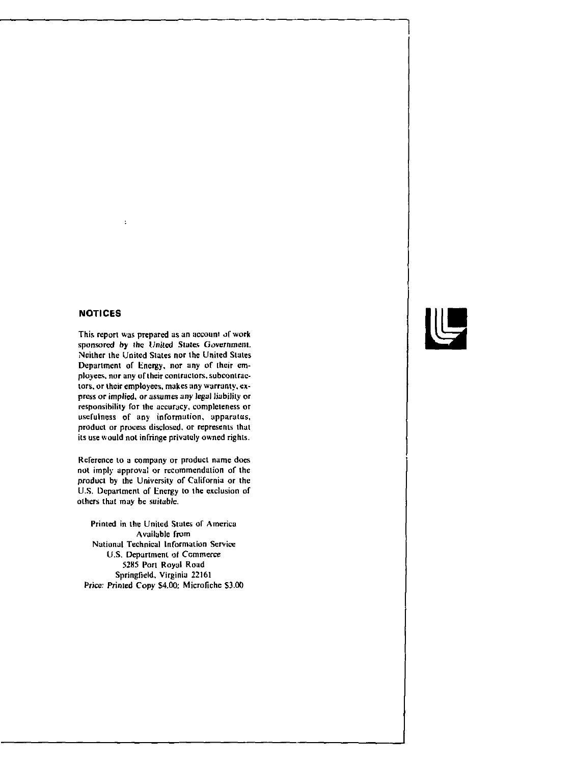## NOTICES

This report was prepared as an account of work sponsored by the United States Government. Neither the United States nor the United States Department of Energy, nor any of their employees, nor any of their contractors, subcontractors, or their employees, makes any warranty, express or implied, or assumes any legal liability or responsibility for the accuracy, completeness or usefulness of any information, apparatus, product or process disclosed, or represents that its use would not infringe privately owned rights.

Reference to a company or product name does not imply approval or recommendation of the product by the University of California or the U.S. Department of Energy to the exclusion of others that may be suitable.

Printed in the United States of America
Available from
National Technical Information Service
U.S. Department of Commerce
5285 Port Royal Road
Springfield, Virginia 22161
Price: Printed Copy $4.00; Microfiche $3.00